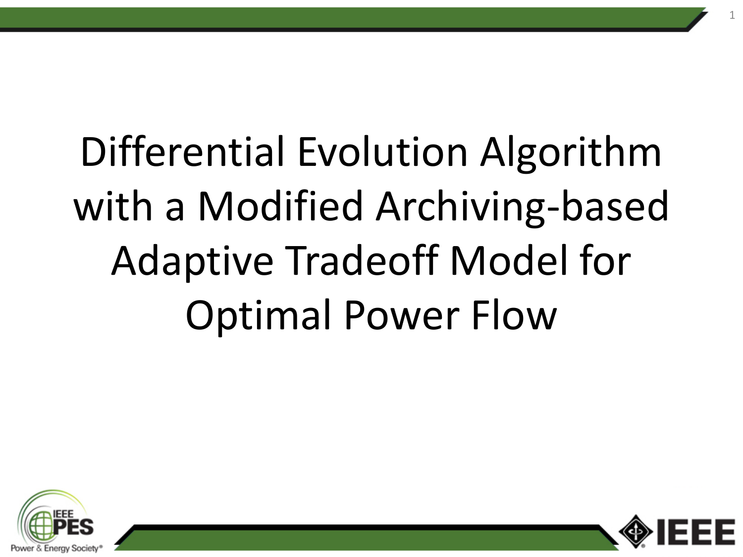# Differential Evolution Algorithm with a Modified Archiving-based Adaptive Tradeoff Model for Optimal Power Flow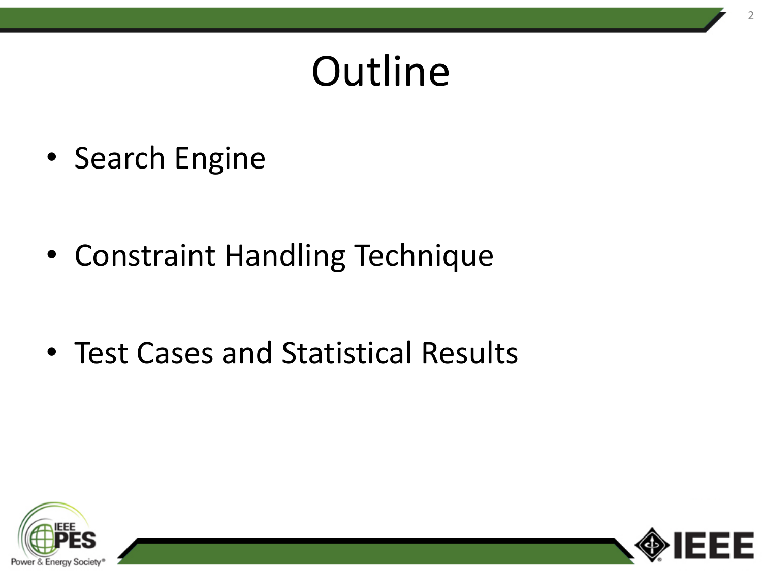# Outline

- Search Engine
- Constraint Handling Technique
- Test Cases and Statistical Results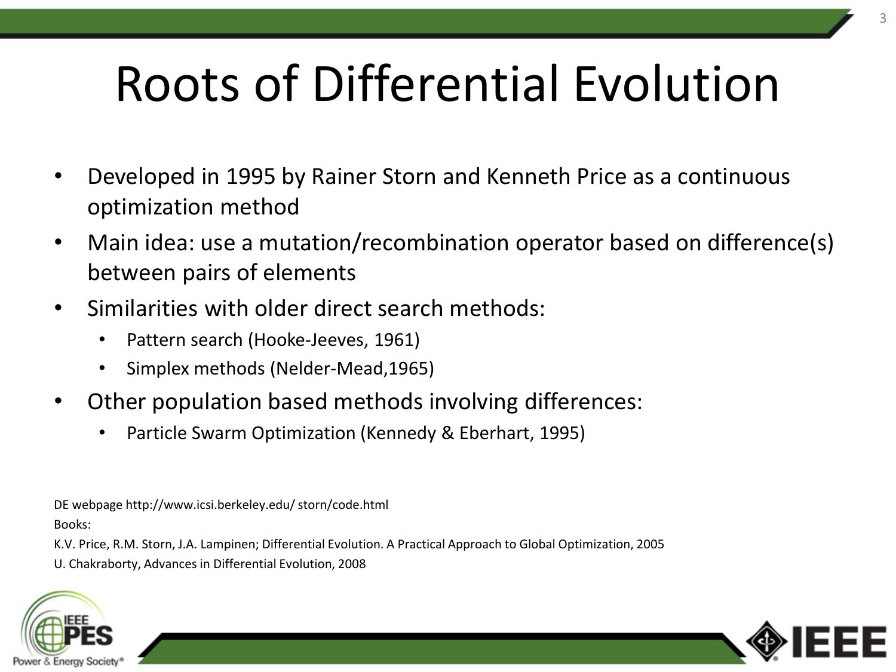# Roots of Differential Evolution

- Developed in 1995 by Rainer Storn and Kenneth Price as a continuous optimization method
- Main idea: use a mutation/recombination operator based on difference(s) between pairs of elements
- Similarities with older direct search methods:
  - Pattern search (Hooke-Jeeves, 1961)
  - Simplex methods (Nelder-Mead,1965)
- Other population based methods involving differences:
  - Particle Swarm Optimization (Kennedy & Eberhart, 1995)

DE webpage http://www.icsi.berkeley.edu/ storn/code.html

Books:

K.V. Price, R.M. Storn, J.A. Lampinen; Differential Evolution. A Practical Approach to Global Optimization, 2005

U. Chakraborty, Advances in Differential Evolution, 2008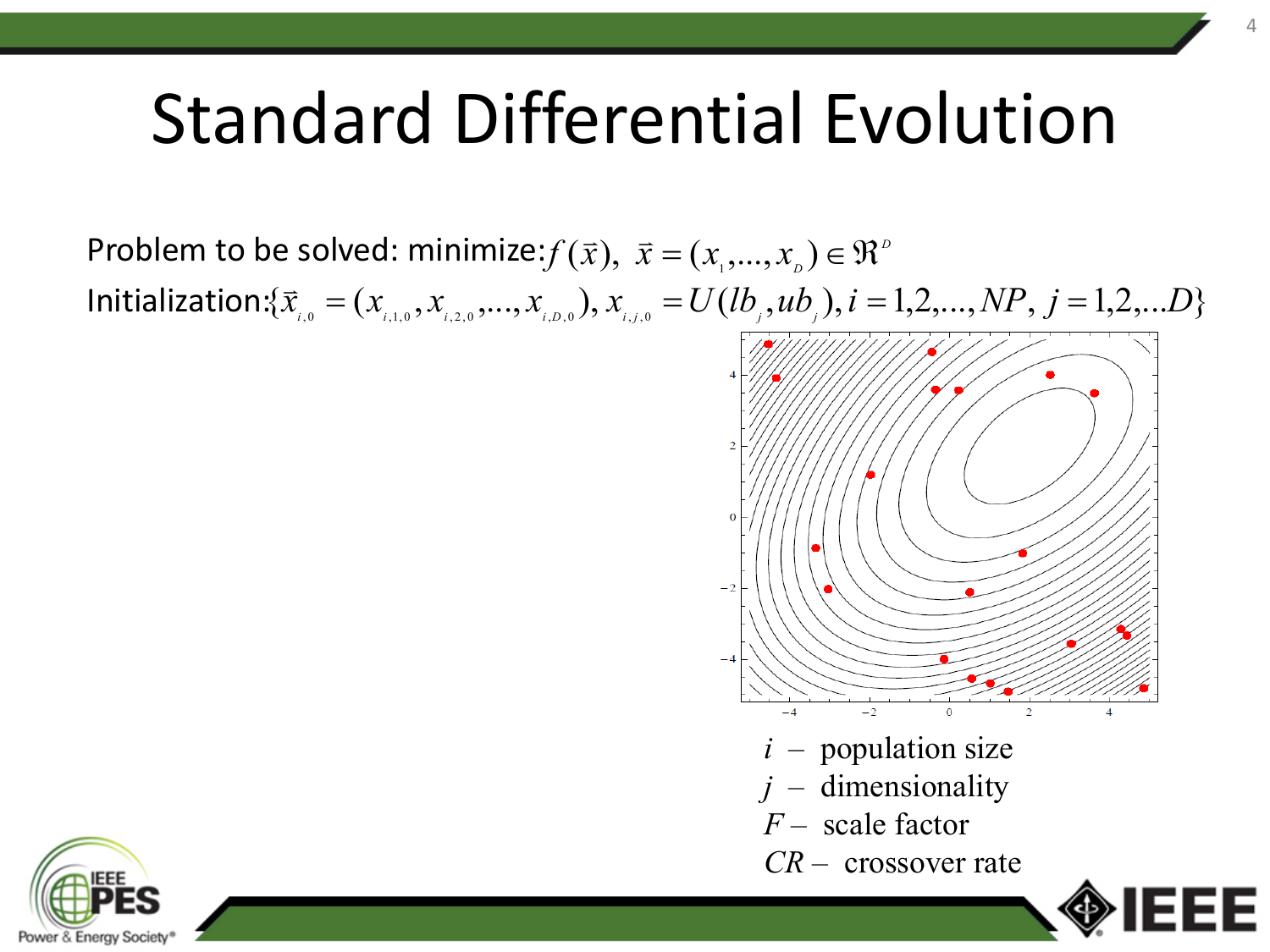# Standard Differential Evolution

Problem to be solved: minimize: $f(\vec{x}),\ \vec{x} = (x_1, \ldots, x_D) \in \Re^D$

Initialization: $\{\vec{x}_{i,0} = (x_{i,1,0}, x_{i,2,0}, \ldots, x_{i,D,0}),\ x_{i,j,0} = U(lb_j, ub_j), i = 1,2,\ldots,NP,\ j = 1,2,\ldots D\}$

$i$ – population size

$j$ – dimensionality

$F$ – scale factor

$CR$ – crossover rate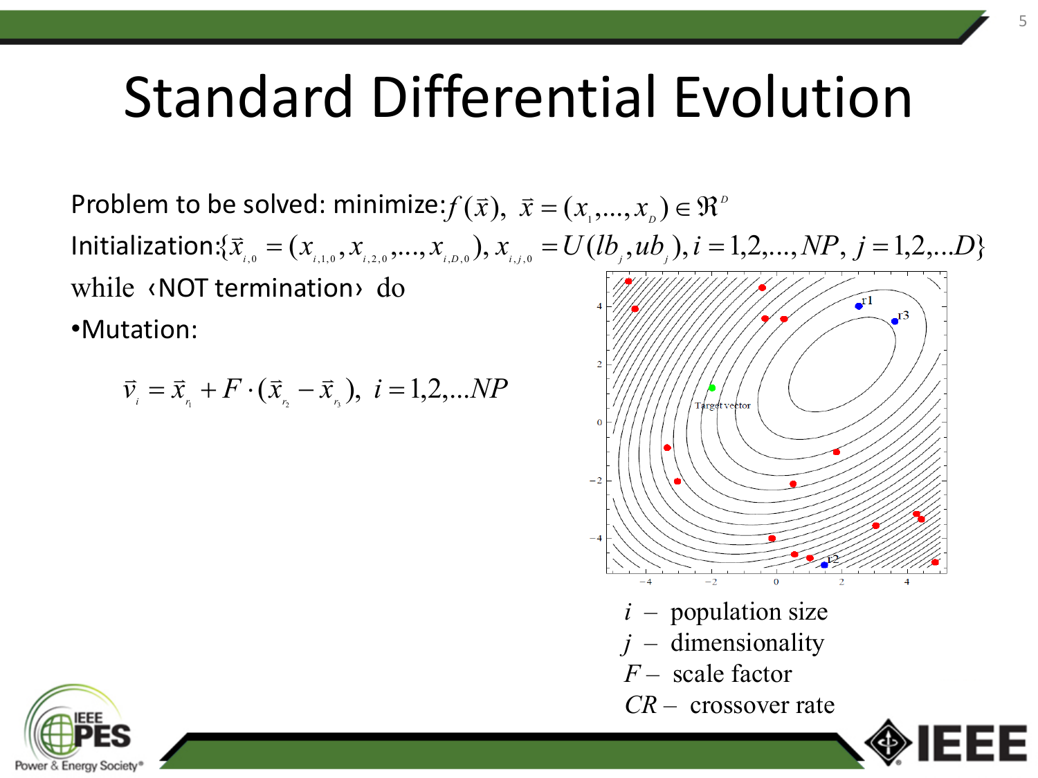# Standard Differential Evolution

Problem to be solved: minimize: $f(\vec{x}),\ \vec{x} = (x_1, \ldots, x_D) \in \Re^D$

Initialization: $\{\vec{x}_{i,0} = (x_{i,1,0}, x_{i,2,0}, \ldots, x_{i,D,0}),\ x_{i,j,0} = U(lb_j, ub_j),\ i = 1,2,\ldots,NP,\ j = 1,2,\ldots D\}$

while ‹NOT termination› do

- Mutation:

$$\vec{v}_i = \vec{x}_{r_1} + F \cdot (\vec{x}_{r_2} - \vec{x}_{r_3}),\ i = 1,2,\ldots NP$$

$i$ – population size

$j$ – dimensionality

$F$ – scale factor

$CR$ – crossover rate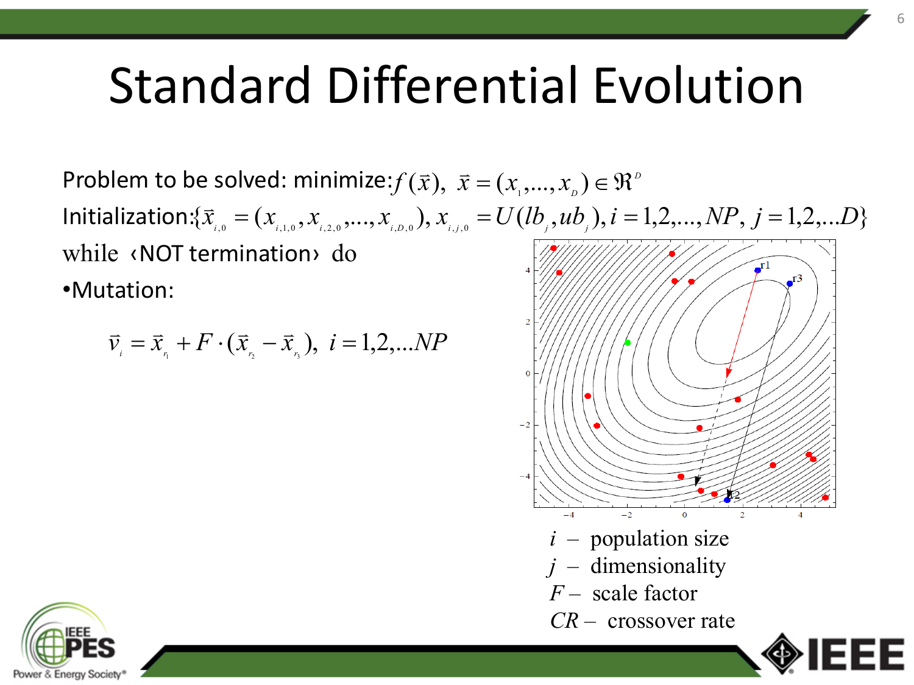# Standard Differential Evolution

Problem to be solved: minimize: $f(\vec{x}),\ \vec{x} = (x_1, \dots, x_D) \in \Re^D$

Initialization: $\{\vec{x}_{i,0} = (x_{i,1,0}, x_{i,2,0}, \dots, x_{i,D,0}),\ x_{i,j,0} = U(lb_j, ub_j), i = 1,2,\dots,NP,\ j = 1,2,\dots D\}$

while ‹NOT termination› do

- Mutation:

$$\vec{v}_i = \vec{x}_{r_1} + F \cdot (\vec{x}_{r_2} - \vec{x}_{r_3}),\ i = 1,2,\dots NP$$

$i$ – population size

$j$ – dimensionality

$F$ – scale factor

$CR$ – crossover rate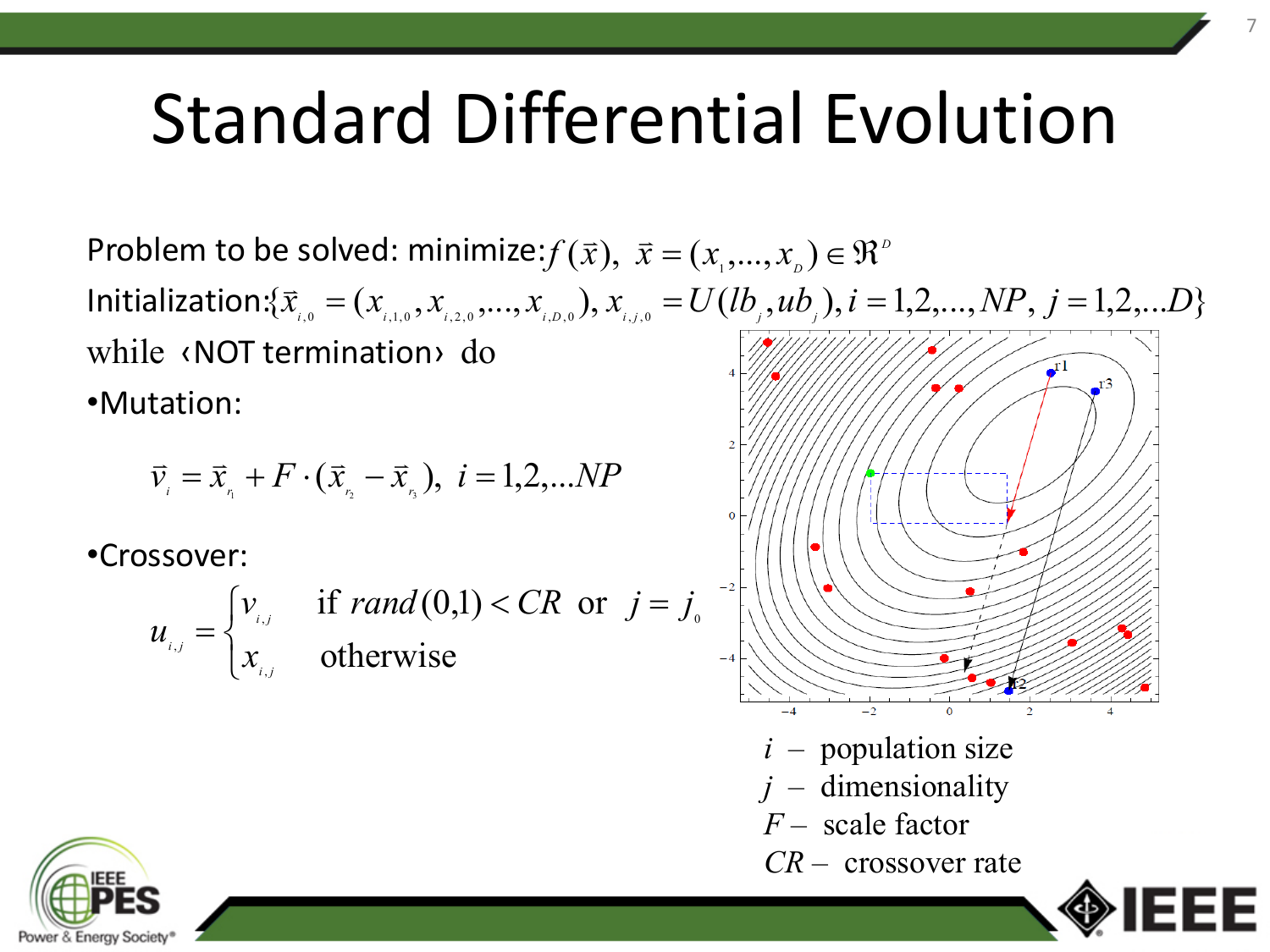# Standard Differential Evolution

Problem to be solved: minimize: $f(\vec{x}),\ \vec{x} = (x_1, ..., x_D) \in \Re^D$

Initialization: $\{\vec{x}_{i,0} = (x_{i,1,0}, x_{i,2,0}, ..., x_{i,D,0}),\ x_{i,j,0} = U(lb_j, ub_j), i = 1,2,...,NP,\ j = 1,2,...D\}$

while ‹NOT termination› do

- Mutation:

$$\vec{v}_i = \vec{x}_{r_1} + F \cdot (\vec{x}_{r_2} - \vec{x}_{r_3}),\ i = 1,2,...NP$$

- Crossover:

$$u_{i,j} = \begin{cases} v_{i,j} & \text{if } rand(0,1) < CR \text{ or } j = j_0 \\ x_{i,j} & \text{otherwise} \end{cases}$$

$i$ – population size

$j$ – dimensionality

$F$ – scale factor

$CR$ – crossover rate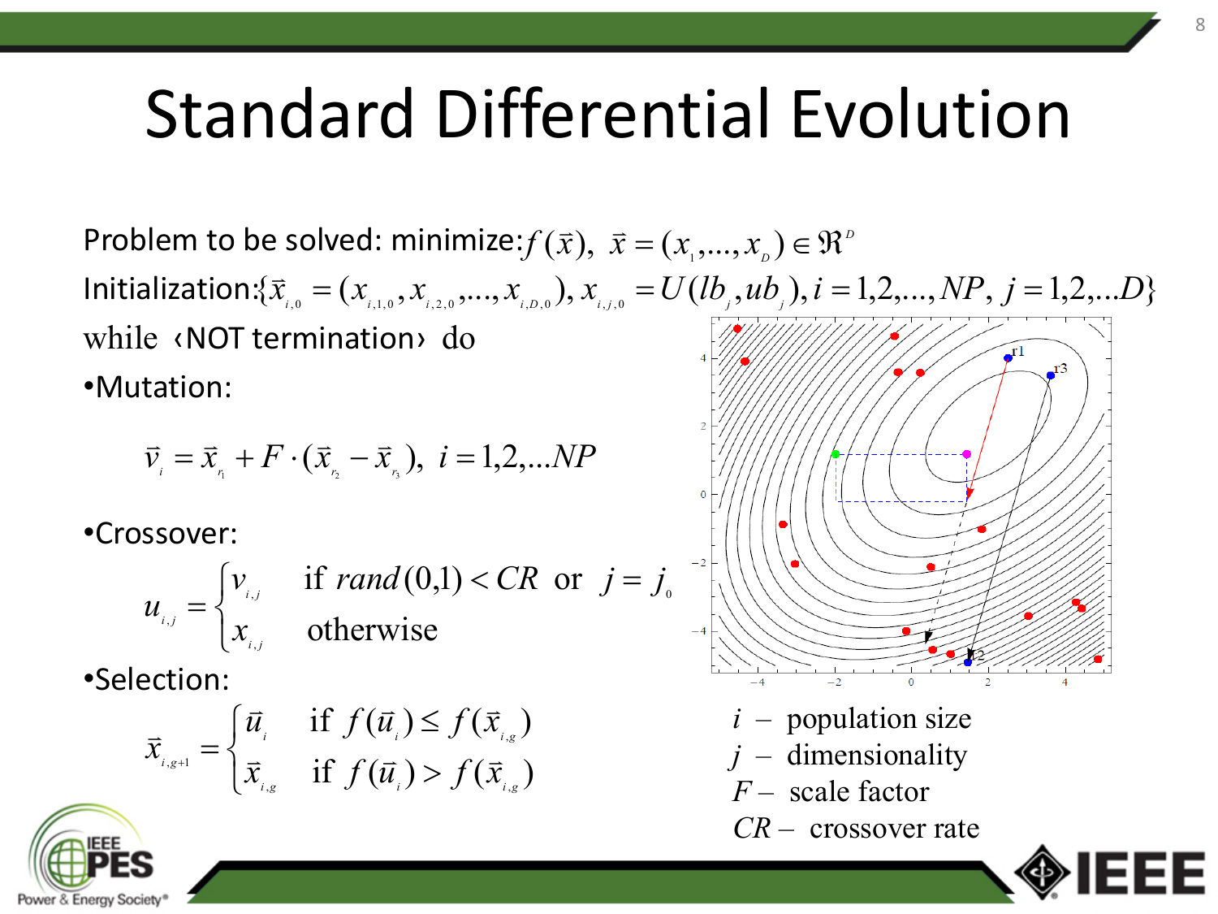# Standard Differential Evolution

Problem to be solved: minimize: $f(\vec{x}),\ \vec{x} = (x_1, \ldots, x_D) \in \Re^D$

Initialization: $\{\vec{x}_{i,0} = (x_{i,1,0}, x_{i,2,0}, \ldots, x_{i,D,0}), x_{i,j,0} = U(lb_j, ub_j), i = 1,2,\ldots,NP,\ j = 1,2,\ldots D\}$

while ‹NOT termination› do

- Mutation:

$$\vec{v}_i = \vec{x}_{r_1} + F \cdot (\vec{x}_{r_2} - \vec{x}_{r_3}),\ i = 1,2,\ldots NP$$

- Crossover:

$$u_{i,j} = \begin{cases} v_{i,j} & \text{if } rand(0,1) < CR \text{ or } j = j_0 \\ x_{i,j} & \text{otherwise} \end{cases}$$

- Selection:

$$\vec{x}_{i,g+1} = \begin{cases} \vec{u}_i & \text{if } f(\vec{u}_i) \le f(\vec{x}_{i,g}) \\ \vec{x}_{i,g} & \text{if } f(\vec{u}_i) > f(\vec{x}_{i,g}) \end{cases}$$

$i$ – population size
$j$ – dimensionality
$F$ – scale factor
$CR$ – crossover rate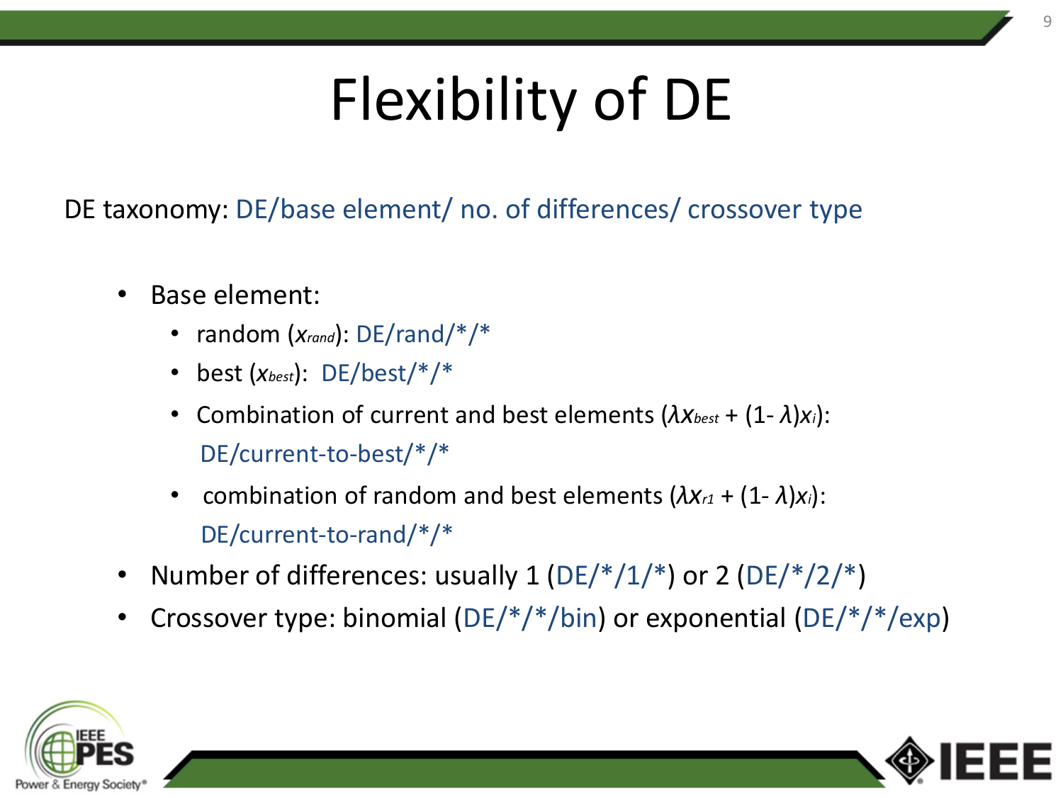# Flexibility of DE

DE taxonomy: DE/base element/ no. of differences/ crossover type

- Base element:
  - random ($x_{rand}$): DE/rand/*/*
  - best ($x_{best}$): DE/best/*/*
  - Combination of current and best elements ($\lambda x_{best} + (1- \lambda)x_i$): DE/current-to-best/*/*
  - combination of random and best elements ($\lambda x_{r1} + (1- \lambda)x_i$): DE/current-to-rand/*/*
- Number of differences: usually 1 (DE/*/1/*) or 2 (DE/*/2/*)
- Crossover type: binomial (DE/*/*/bin) or exponential (DE/*/*/exp)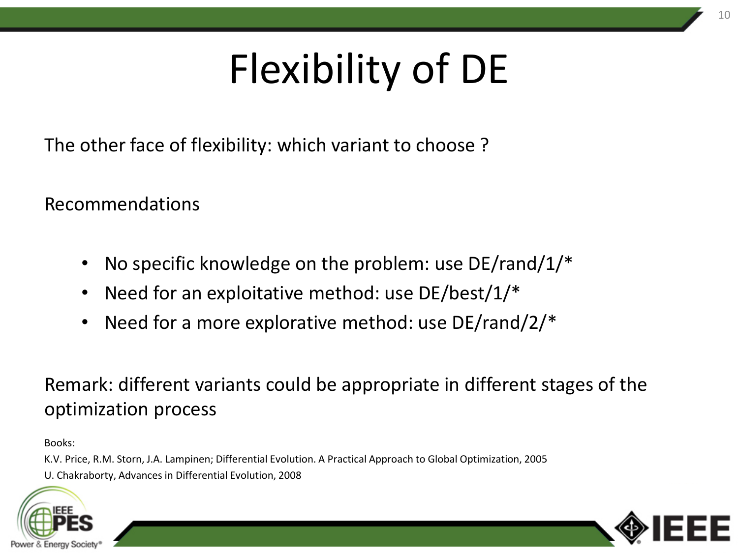# Flexibility of DE

The other face of flexibility: which variant to choose ?

Recommendations

- No specific knowledge on the problem: use DE/rand/1/*
- Need for an exploitative method: use DE/best/1/*
- Need for a more explorative method: use DE/rand/2/*

Remark: different variants could be appropriate in different stages of the optimization process

Books:

K.V. Price, R.M. Storn, J.A. Lampinen; Differential Evolution. A Practical Approach to Global Optimization, 2005

U. Chakraborty, Advances in Differential Evolution, 2008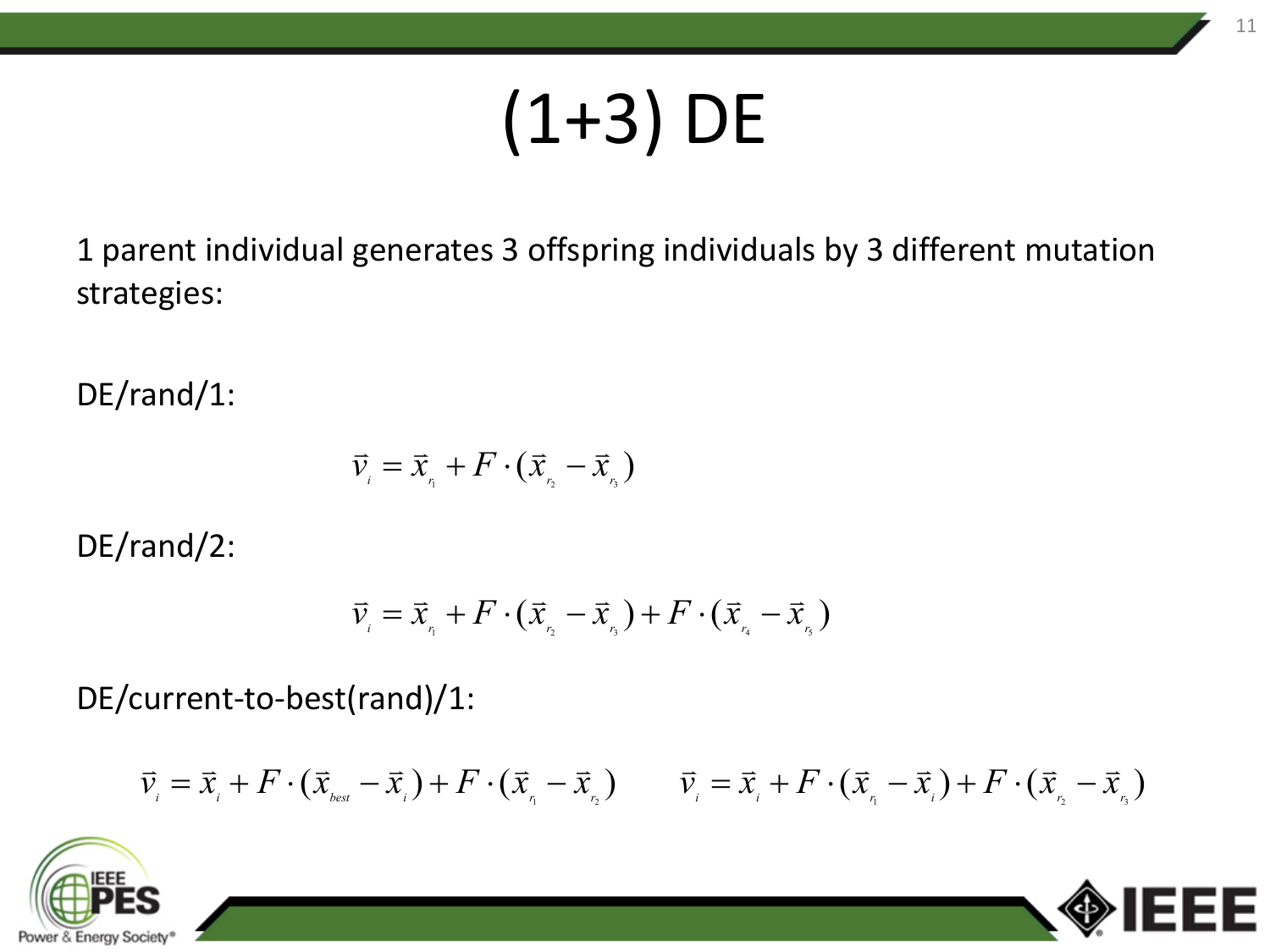# (1+3) DE

1 parent individual generates 3 offspring individuals by 3 different mutation strategies:

DE/rand/1:

$$\vec{v}_i = \vec{x}_{r_1} + F \cdot (\vec{x}_{r_2} - \vec{x}_{r_3})$$

DE/rand/2:

$$\vec{v}_i = \vec{x}_{r_1} + F \cdot (\vec{x}_{r_2} - \vec{x}_{r_3}) + F \cdot (\vec{x}_{r_4} - \vec{x}_{r_5})$$

DE/current-to-best(rand)/1:

$$\vec{v}_i = \vec{x}_i + F \cdot (\vec{x}_{best} - \vec{x}_i) + F \cdot (\vec{x}_{r_1} - \vec{x}_{r_2}) \qquad \vec{v}_i = \vec{x}_i + F \cdot (\vec{x}_{r_1} - \vec{x}_i) + F \cdot (\vec{x}_{r_2} - \vec{x}_{r_3})$$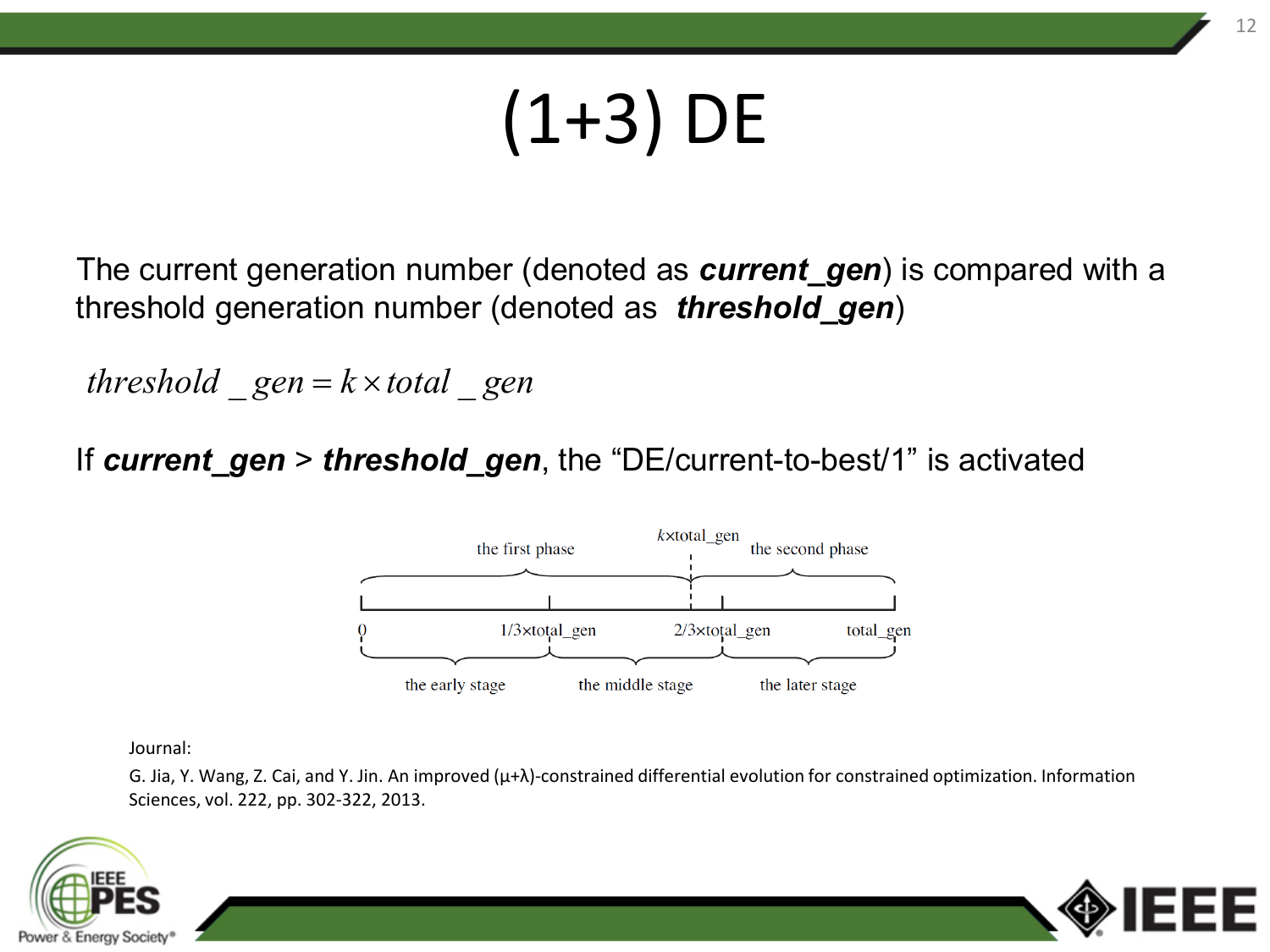# (1+3) DE

The current generation number (denoted as ***current_gen***) is compared with a threshold generation number (denoted as ***threshold_gen***)

$$threshold\_gen = k \times total\_gen$$

If ***current_gen*** > ***threshold_gen***, the "DE/current-to-best/1" is activated

| the first phase | | $k$×total_gen | the second phase |
|---|---|---|---|
| 0 | 1/3×total_gen | 2/3×total_gen | total_gen |
| the early stage | the middle stage | the later stage | |

Journal:

G. Jia, Y. Wang, Z. Cai, and Y. Jin. An improved (μ+λ)-constrained differential evolution for constrained optimization. Information Sciences, vol. 222, pp. 302-322, 2013.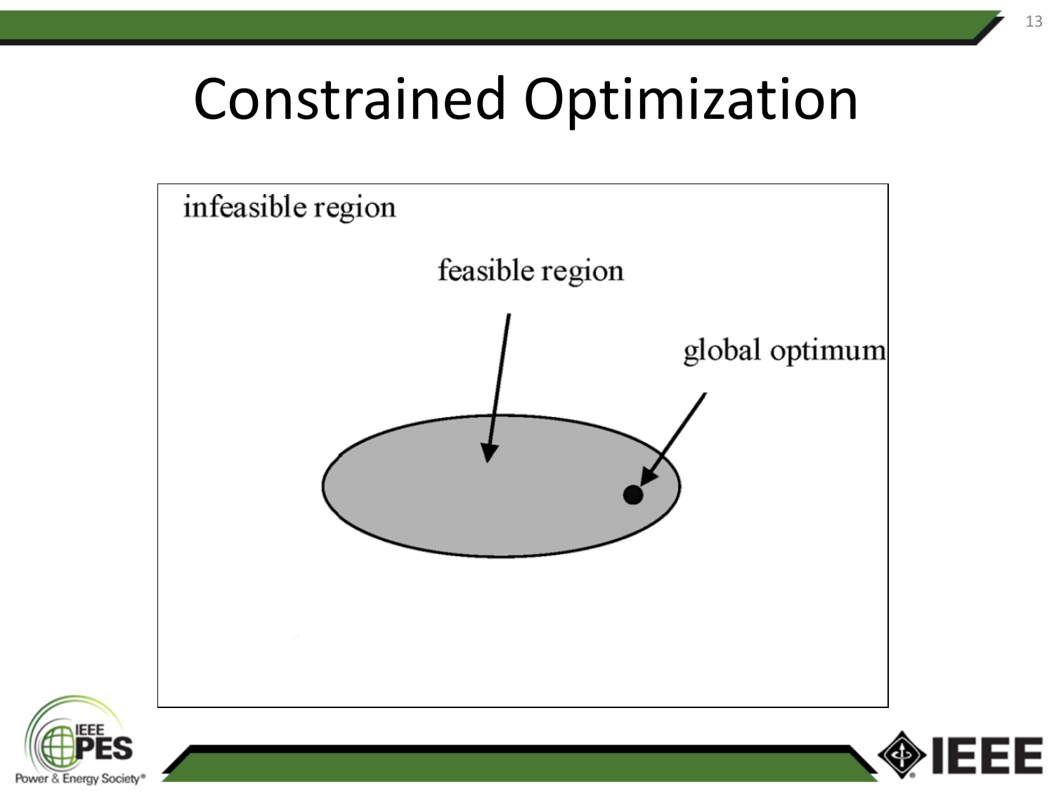# Constrained Optimization

infeasible region

feasible region

global optimum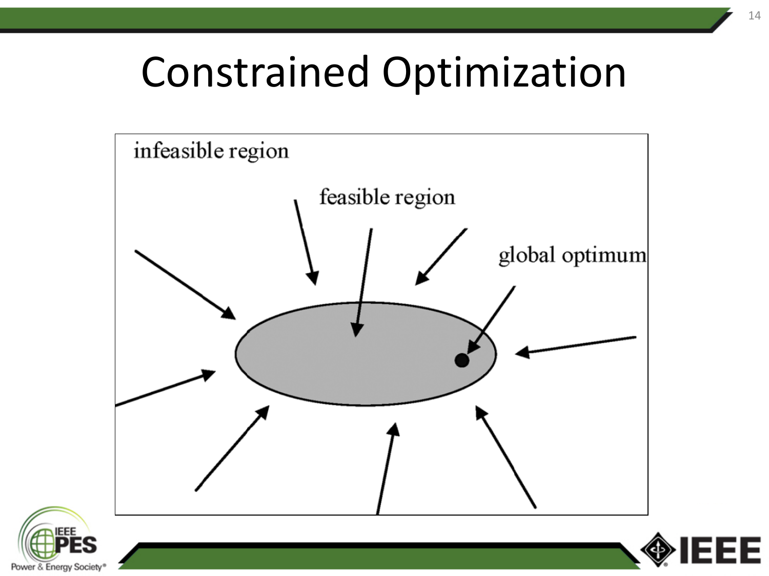# Constrained Optimization

infeasible region

feasible region

global optimum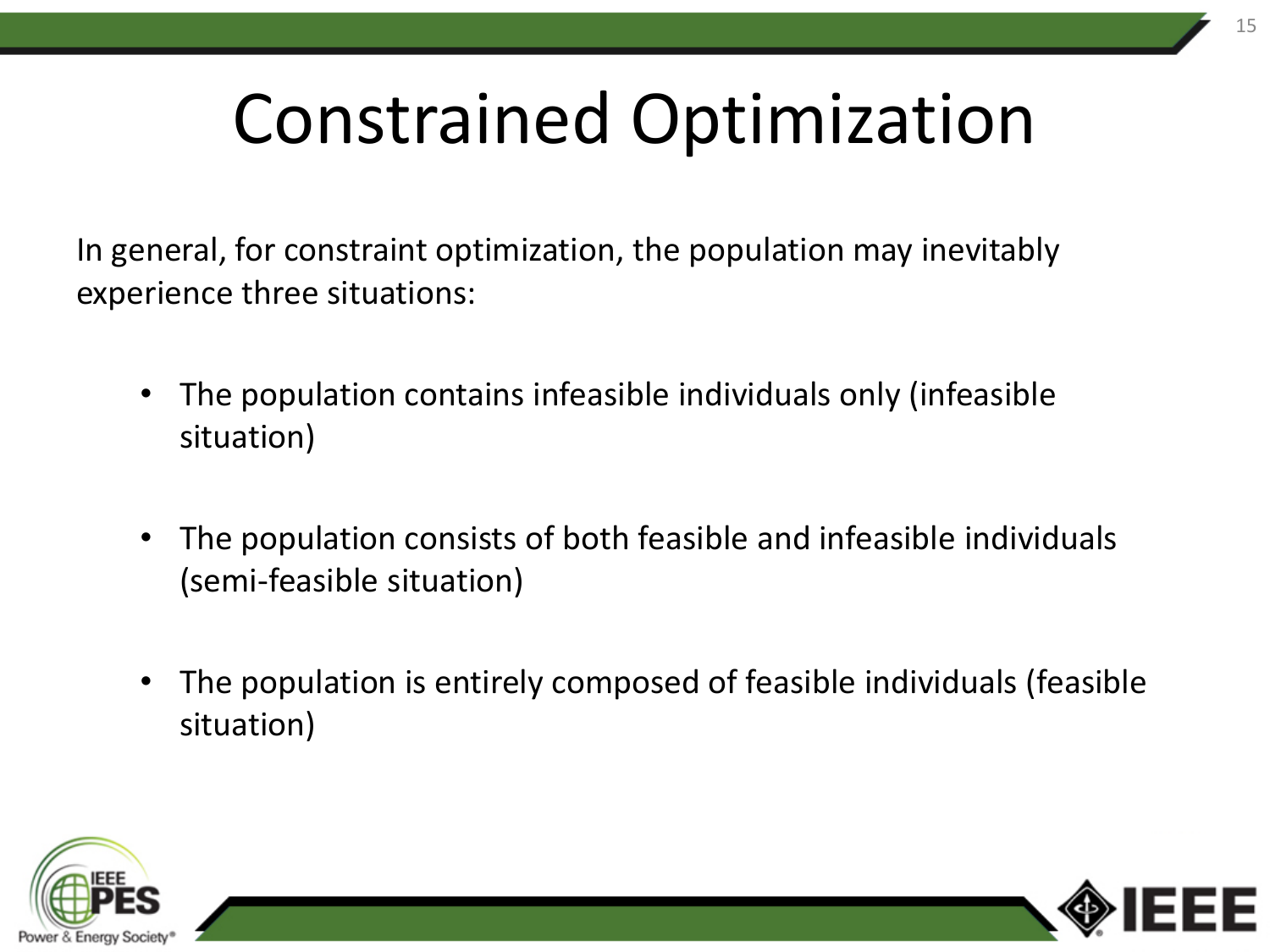# Constrained Optimization

In general, for constraint optimization, the population may inevitably experience three situations:

- The population contains infeasible individuals only (infeasible situation)
- The population consists of both feasible and infeasible individuals (semi-feasible situation)
- The population is entirely composed of feasible individuals (feasible situation)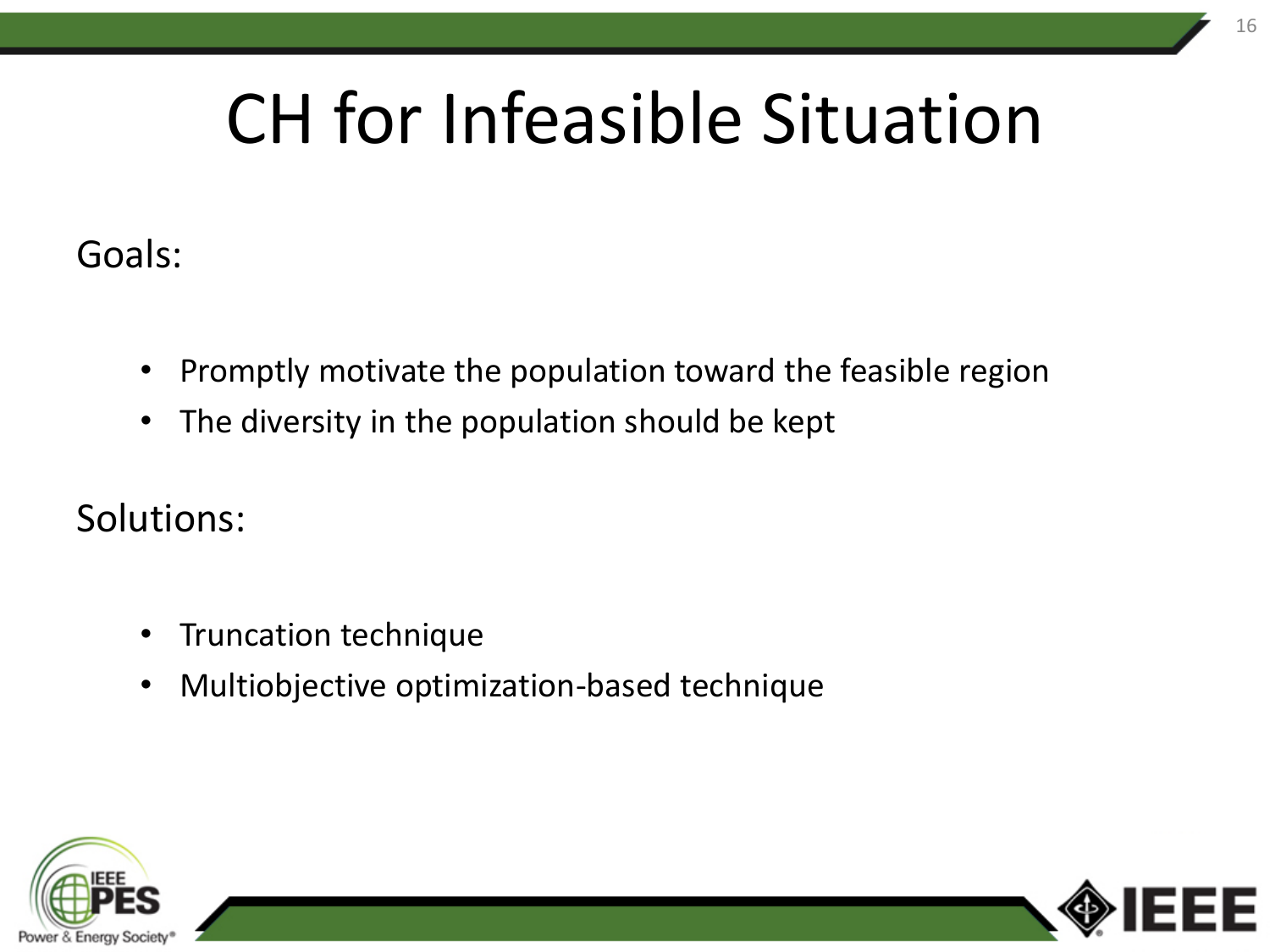# CH for Infeasible Situation

Goals:

- Promptly motivate the population toward the feasible region
- The diversity in the population should be kept

Solutions:

- Truncation technique
- Multiobjective optimization-based technique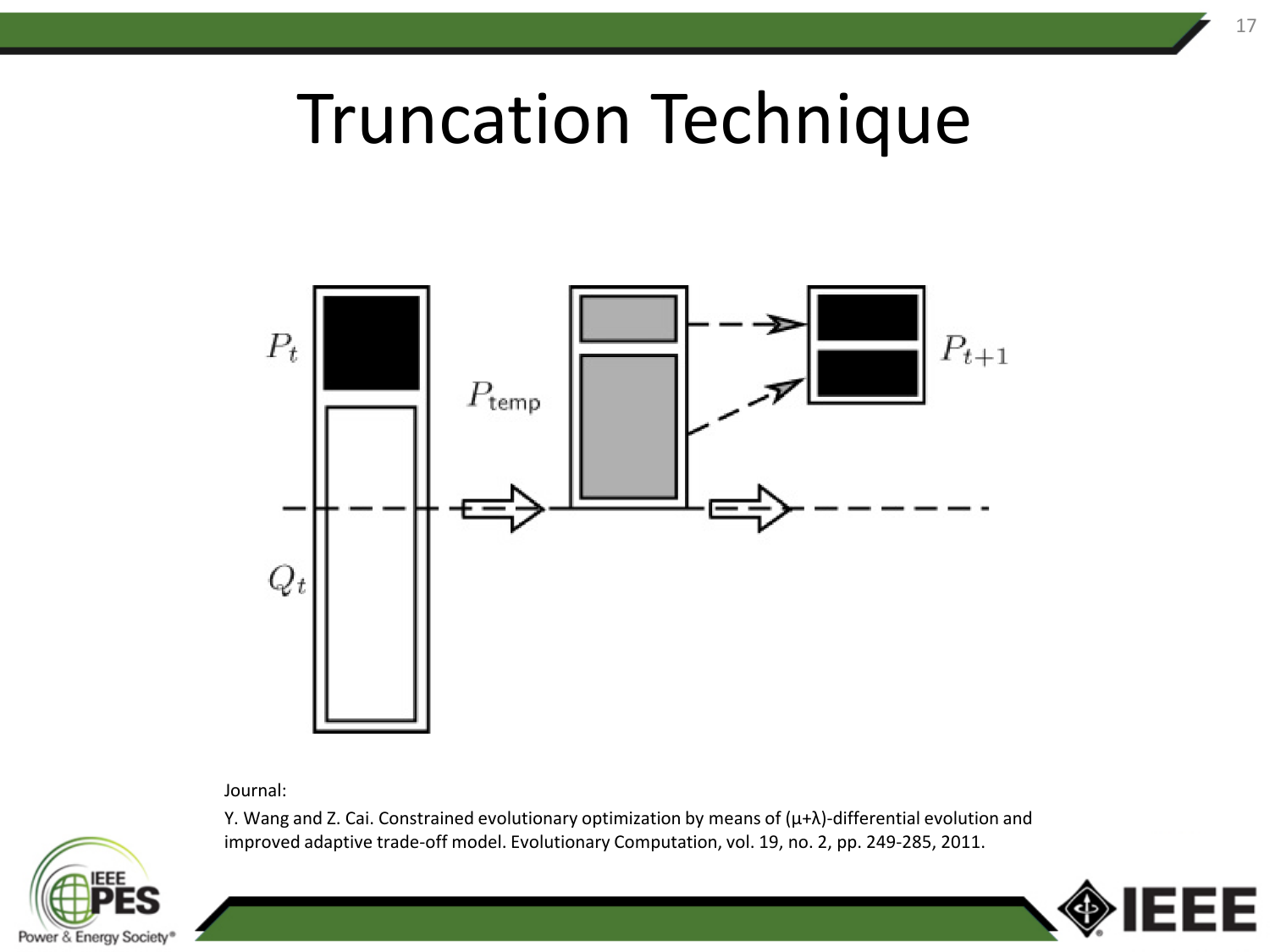# Truncation Technique

$P_t$

$P_{\text{temp}}$

$P_{t+1}$

$Q_t$

Journal:

Y. Wang and Z. Cai. Constrained evolutionary optimization by means of (μ+λ)-differential evolution and improved adaptive trade-off model. Evolutionary Computation, vol. 19, no. 2, pp. 249-285, 2011.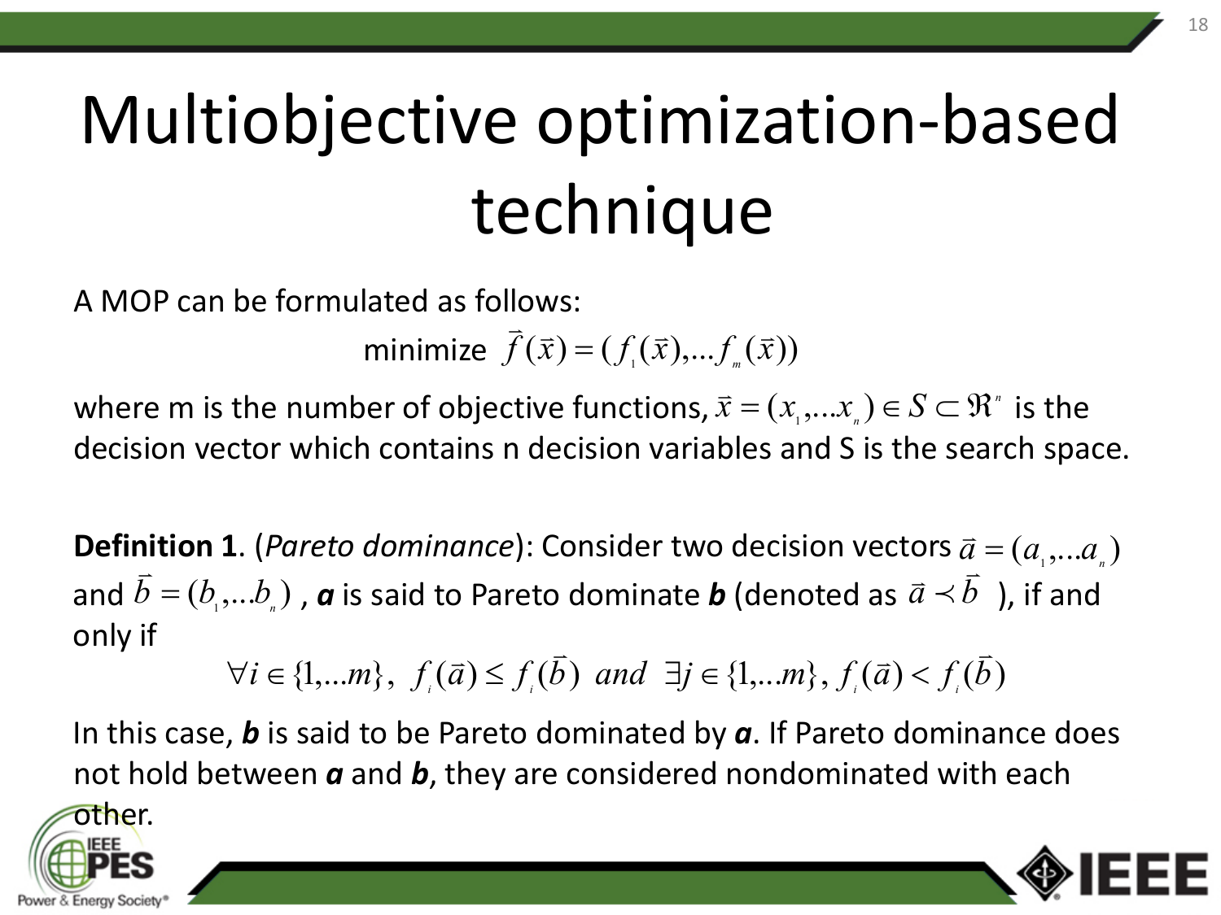# Multiobjective optimization-based technique

A MOP can be formulated as follows:

$$\text{minimize } \vec{f}(\vec{x}) = (f_1(\vec{x}), \ldots f_m(\vec{x}))$$

where m is the number of objective functions, $\vec{x} = (x_1, \ldots x_n) \in S \subset \Re^n$ is the decision vector which contains n decision variables and S is the search space.

**Definition 1**. (*Pareto dominance*): Consider two decision vectors $\vec{a} = (a_1, \ldots a_n)$ and $\vec{b} = (b_1, \ldots b_n)$ , ***a*** is said to Pareto dominate ***b*** (denoted as $\vec{a} \prec \vec{b}$ ), if and only if

$$\forall i \in \{1, \ldots m\},\ f_i(\vec{a}) \le f_i(\vec{b}) \ \ and \ \ \exists j \in \{1, \ldots m\},\ f_i(\vec{a}) < f_i(\vec{b})$$

In this case, ***b*** is said to be Pareto dominated by ***a***. If Pareto dominance does not hold between ***a*** and ***b***, they are considered nondominated with each other.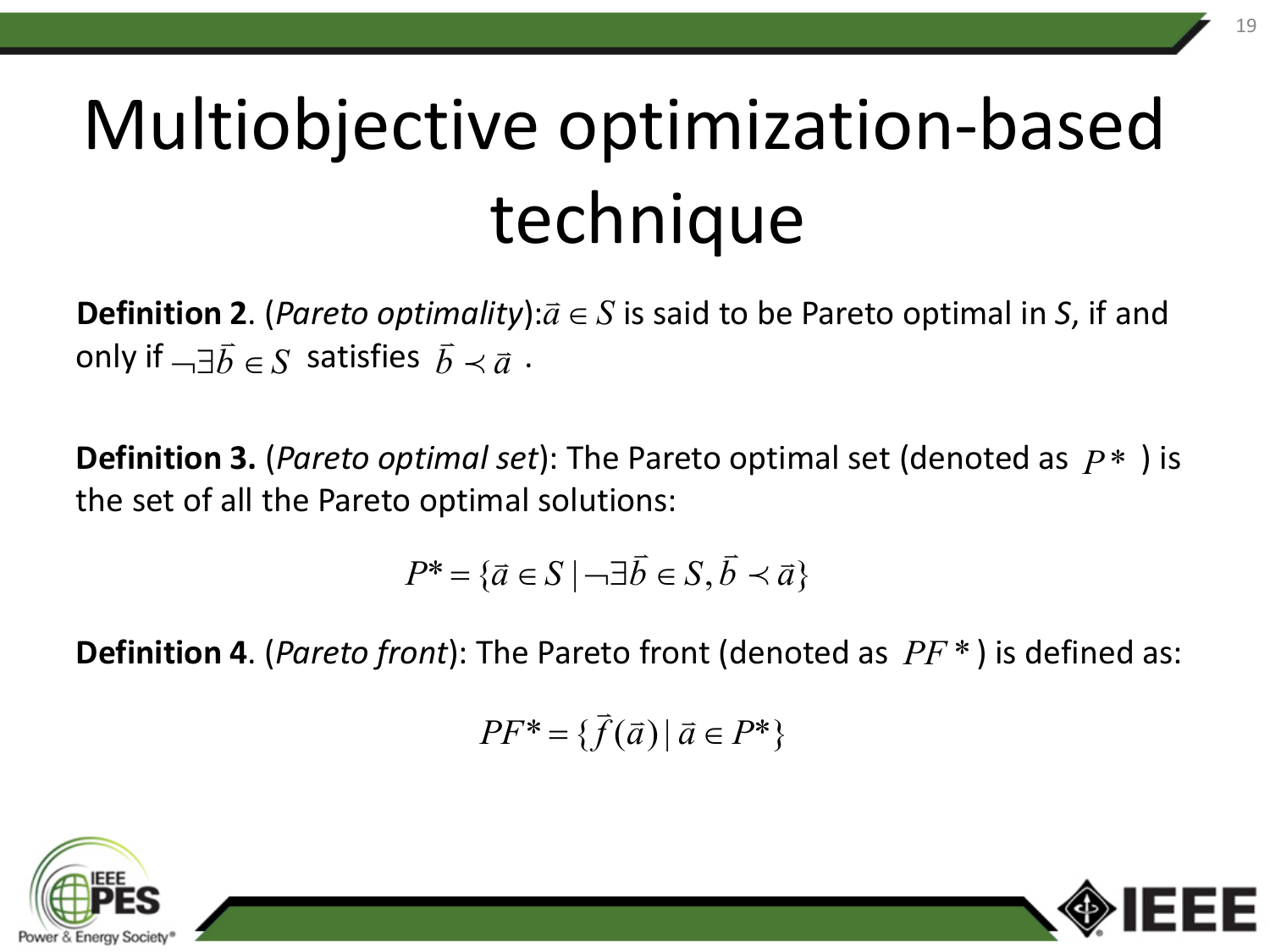# Multiobjective optimization-based technique

**Definition 2**. (*Pareto optimality*):$\vec{a} \in S$ is said to be Pareto optimal in *S*, if and only if $\neg\exists\vec{b} \in S$ satisfies $\vec{b} \prec \vec{a}$ .

**Definition 3.** (*Pareto optimal set*): The Pareto optimal set (denoted as $P*$ ) is the set of all the Pareto optimal solutions:

$$P* = \{\vec{a} \in S \mid \neg\exists\vec{b} \in S, \vec{b} \prec \vec{a}\}$$

**Definition 4**. (*Pareto front*): The Pareto front (denoted as $PF*$) is defined as:

$$PF* = \{\vec{f}(\vec{a}) \mid \vec{a} \in P*\}$$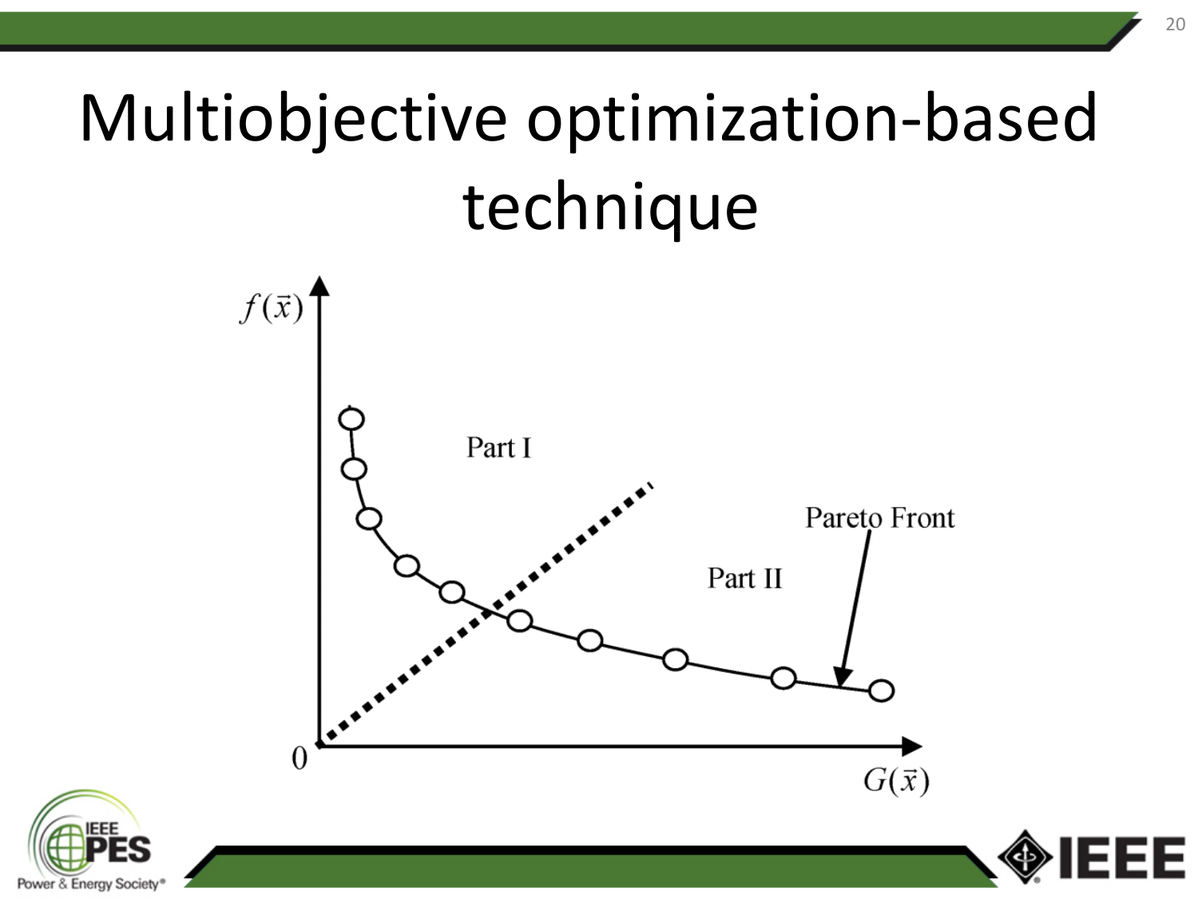# Multiobjective optimization-based technique

$f(\vec{x})$

Part I

Pareto Front

Part II

0

$G(\vec{x})$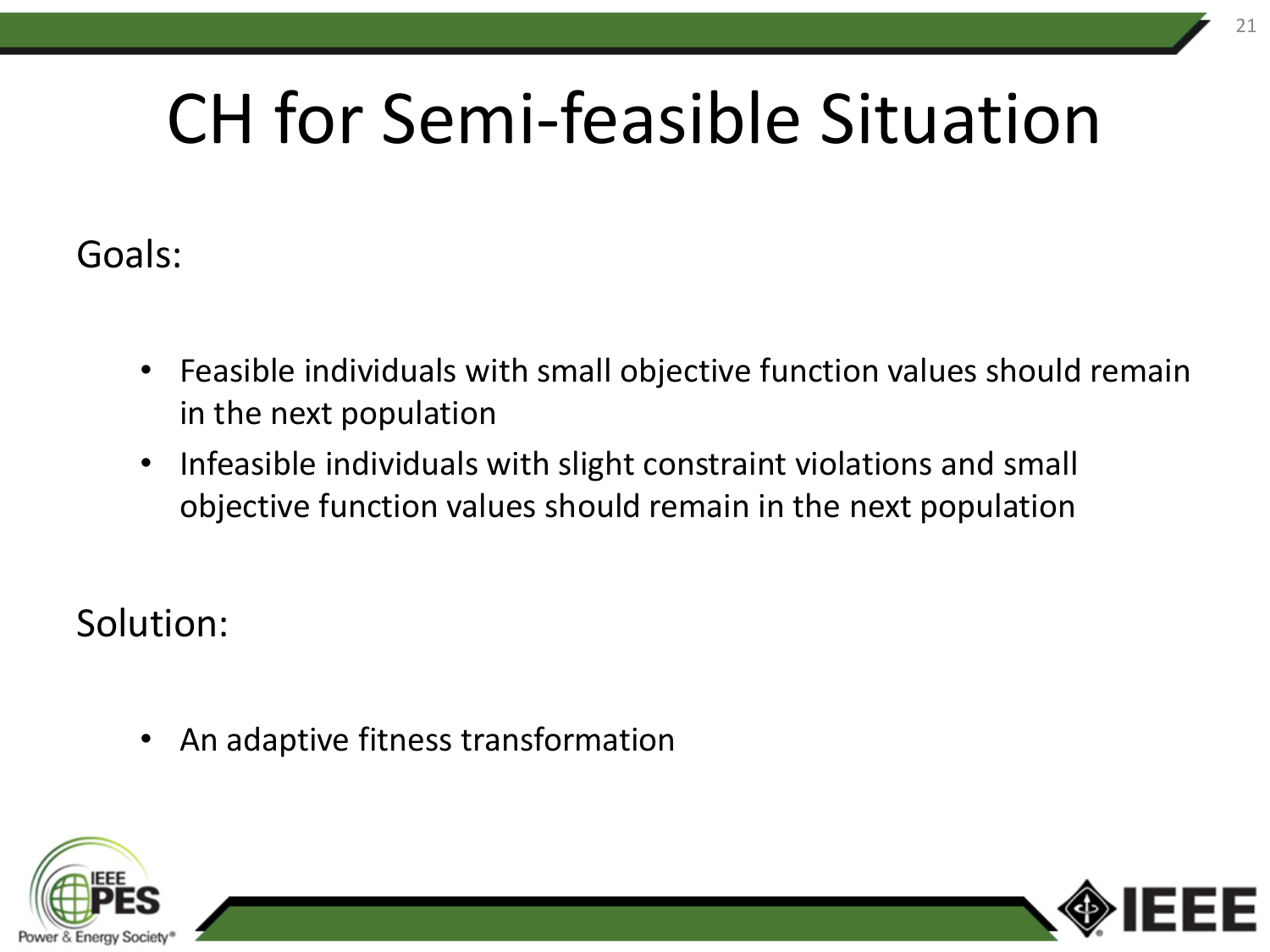# CH for Semi-feasible Situation

Goals:

- Feasible individuals with small objective function values should remain in the next population
- Infeasible individuals with slight constraint violations and small objective function values should remain in the next population

Solution:

- An adaptive fitness transformation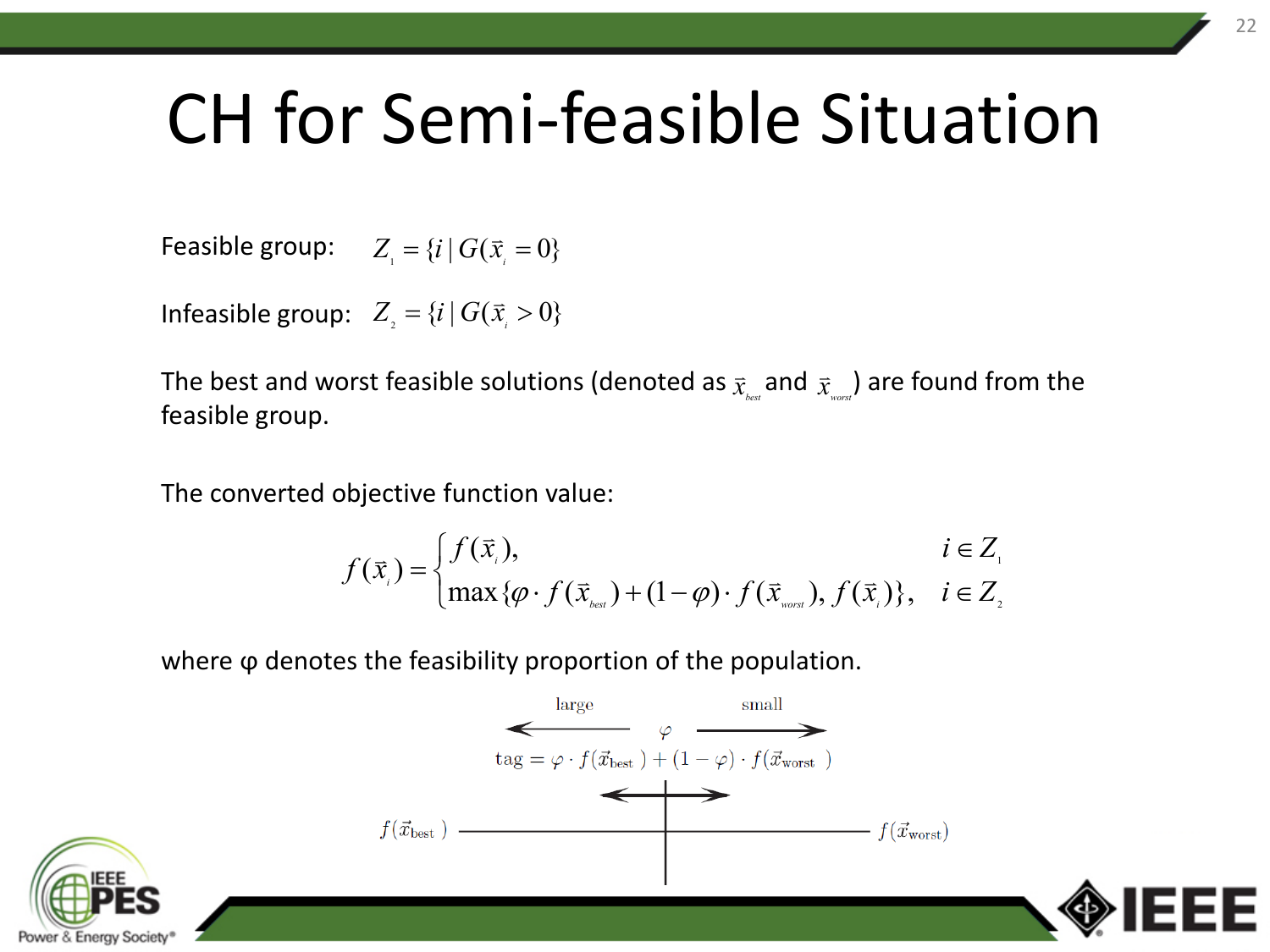# CH for Semi-feasible Situation

Feasible group: $Z_1 = \{i \mid G(\vec{x}_i = 0\}$

Infeasible group: $Z_2 = \{i \mid G(\vec{x}_i > 0\}$

The best and worst feasible solutions (denoted as $\vec{x}_{best}$ and $\vec{x}_{worst}$) are found from the feasible group.

The converted objective function value:

$$f(\vec{x}_i) = \begin{cases} f(\vec{x}_i), & i \in Z_1 \\ \max\{\varphi \cdot f(\vec{x}_{best}) + (1-\varphi) \cdot f(\vec{x}_{worst}), f(\vec{x}_i)\}, & i \in Z_2 \end{cases}$$

where φ denotes the feasibility proportion of the population.

large ← $\varphi$ → small

$$\text{tag} = \varphi \cdot f(\vec{x}_{\text{best}}) + (1-\varphi) \cdot f(\vec{x}_{\text{worst}})$$

$f(\vec{x}_{\text{best}})$ ———— $f(\vec{x}_{\text{worst}})$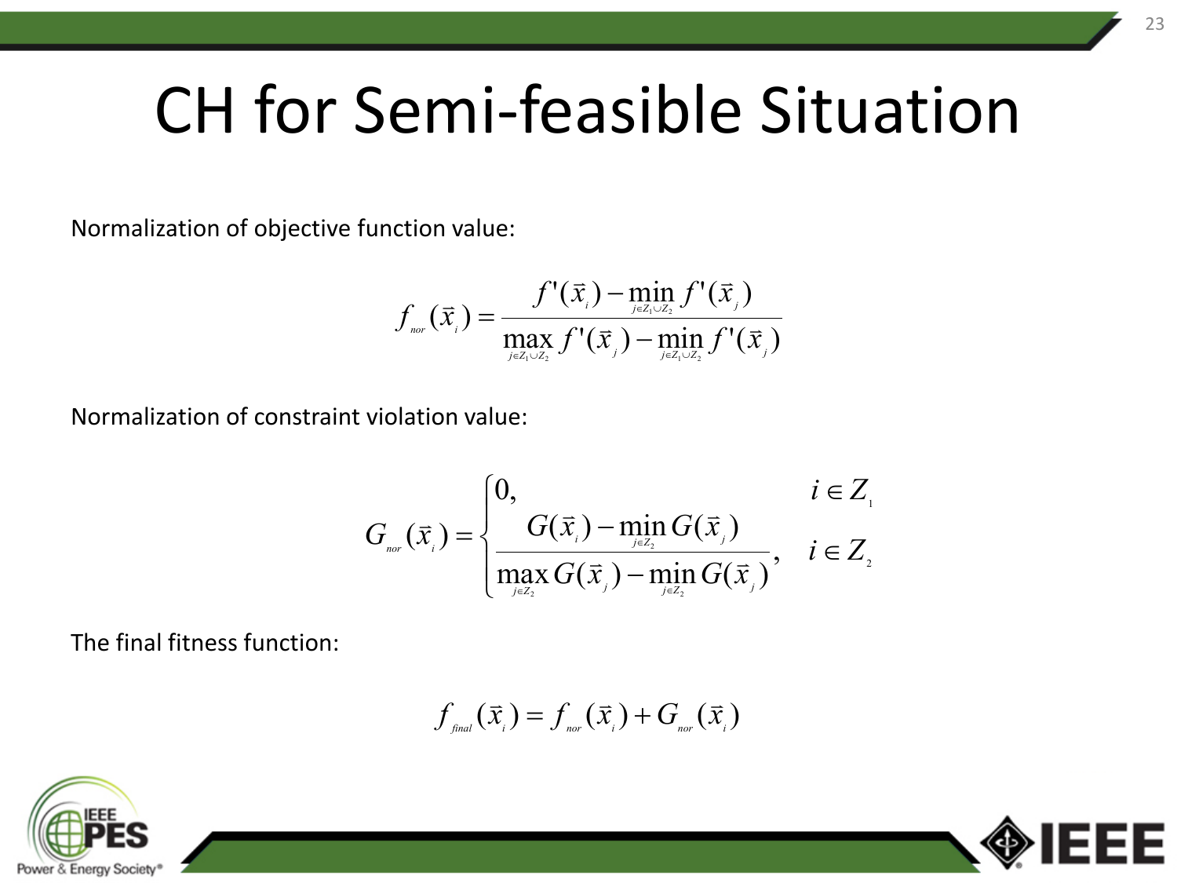# CH for Semi-feasible Situation

Normalization of objective function value:

$$f_{nor}(\vec{x}_i) = \frac{f'(\vec{x}_i) - \min\limits_{j \in Z_1 \cup Z_2} f'(\vec{x}_j)}{\max\limits_{j \in Z_1 \cup Z_2} f'(\vec{x}_j) - \min\limits_{j \in Z_1 \cup Z_2} f'(\vec{x}_j)}$$

Normalization of constraint violation value:

$$G_{nor}(\vec{x}_i) = \begin{cases} 0, & i \in Z_1 \\ \dfrac{G(\vec{x}_i) - \min\limits_{j \in Z_2} G(\vec{x}_j)}{\max\limits_{j \in Z_2} G(\vec{x}_j) - \min\limits_{j \in Z_2} G(\vec{x}_j)}, & i \in Z_2 \end{cases}$$

The final fitness function:

$$f_{final}(\vec{x}_i) = f_{nor}(\vec{x}_i) + G_{nor}(\vec{x}_i)$$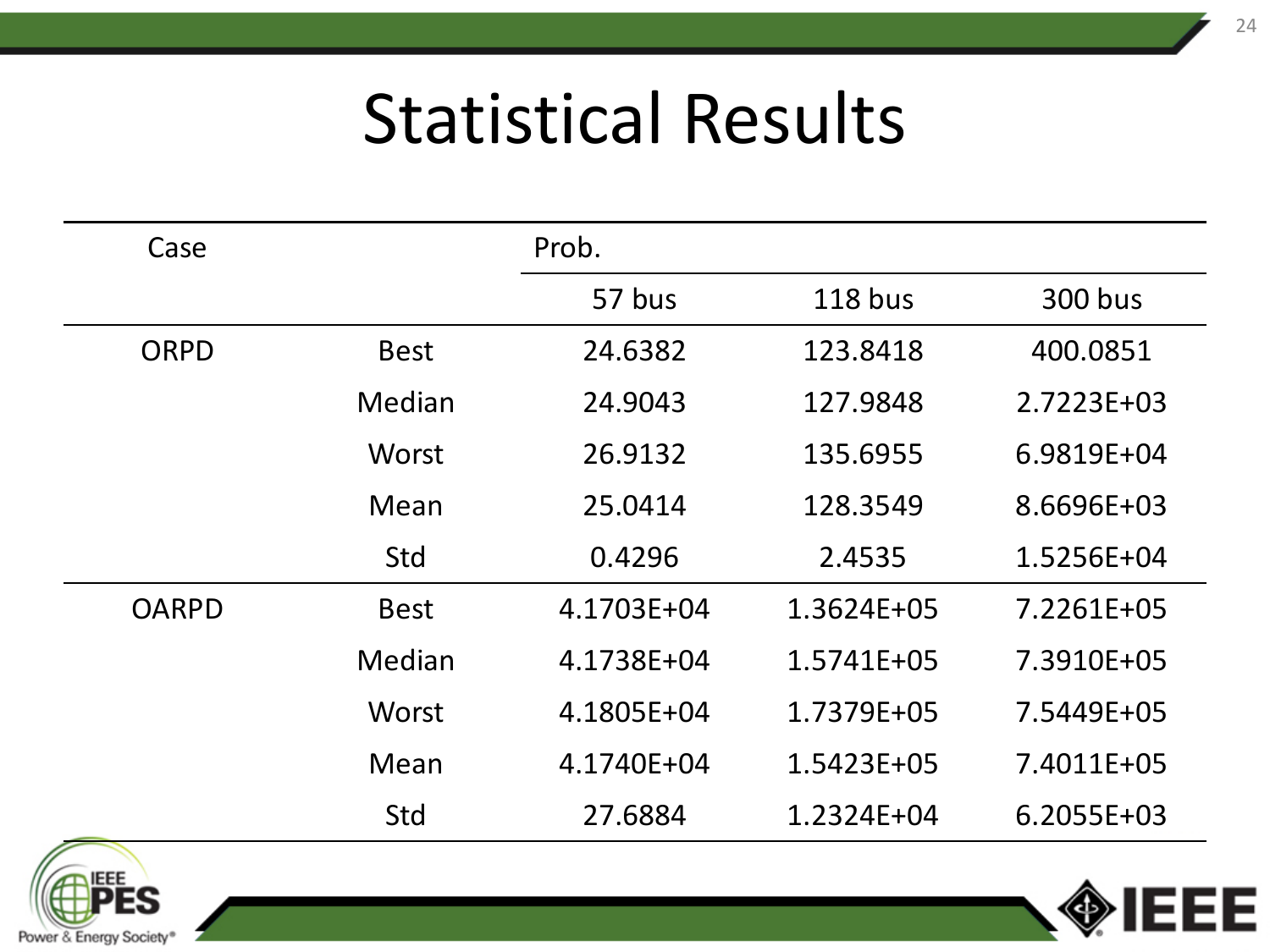# Statistical Results

| Case | | Prob. | | |
|---|---|---|---|---|
| | | 57 bus | 118 bus | 300 bus |
| ORPD | Best | 24.6382 | 123.8418 | 400.0851 |
| | Median | 24.9043 | 127.9848 | 2.7223E+03 |
| | Worst | 26.9132 | 135.6955 | 6.9819E+04 |
| | Mean | 25.0414 | 128.3549 | 8.6696E+03 |
| | Std | 0.4296 | 2.4535 | 1.5256E+04 |
| OARPD | Best | 4.1703E+04 | 1.3624E+05 | 7.2261E+05 |
| | Median | 4.1738E+04 | 1.5741E+05 | 7.3910E+05 |
| | Worst | 4.1805E+04 | 1.7379E+05 | 7.5449E+05 |
| | Mean | 4.1740E+04 | 1.5423E+05 | 7.4011E+05 |
| | Std | 27.6884 | 1.2324E+04 | 6.2055E+03 |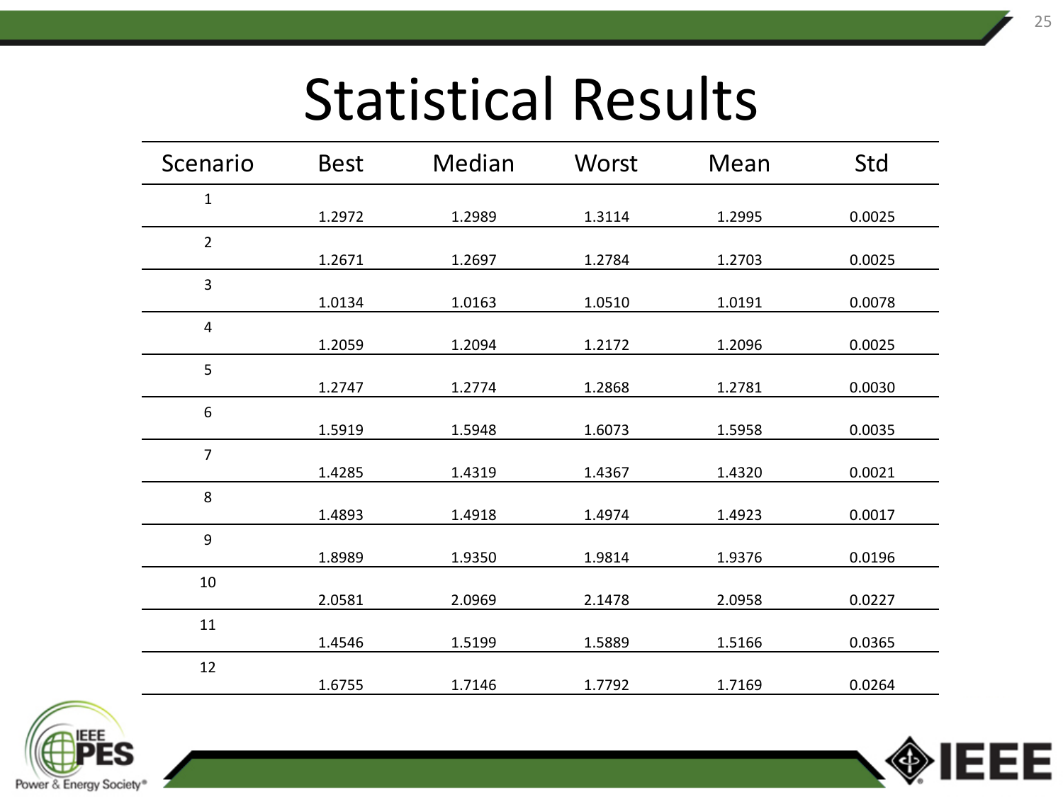# Statistical Results

| Scenario | Best | Median | Worst | Mean | Std |
|---|---|---|---|---|---|
| 1 | 1.2972 | 1.2989 | 1.3114 | 1.2995 | 0.0025 |
| 2 | 1.2671 | 1.2697 | 1.2784 | 1.2703 | 0.0025 |
| 3 | 1.0134 | 1.0163 | 1.0510 | 1.0191 | 0.0078 |
| 4 | 1.2059 | 1.2094 | 1.2172 | 1.2096 | 0.0025 |
| 5 | 1.2747 | 1.2774 | 1.2868 | 1.2781 | 0.0030 |
| 6 | 1.5919 | 1.5948 | 1.6073 | 1.5958 | 0.0035 |
| 7 | 1.4285 | 1.4319 | 1.4367 | 1.4320 | 0.0021 |
| 8 | 1.4893 | 1.4918 | 1.4974 | 1.4923 | 0.0017 |
| 9 | 1.8989 | 1.9350 | 1.9814 | 1.9376 | 0.0196 |
| 10 | 2.0581 | 2.0969 | 2.1478 | 2.0958 | 0.0227 |
| 11 | 1.4546 | 1.5199 | 1.5889 | 1.5166 | 0.0365 |
| 12 | 1.6755 | 1.7146 | 1.7792 | 1.7169 | 0.0264 |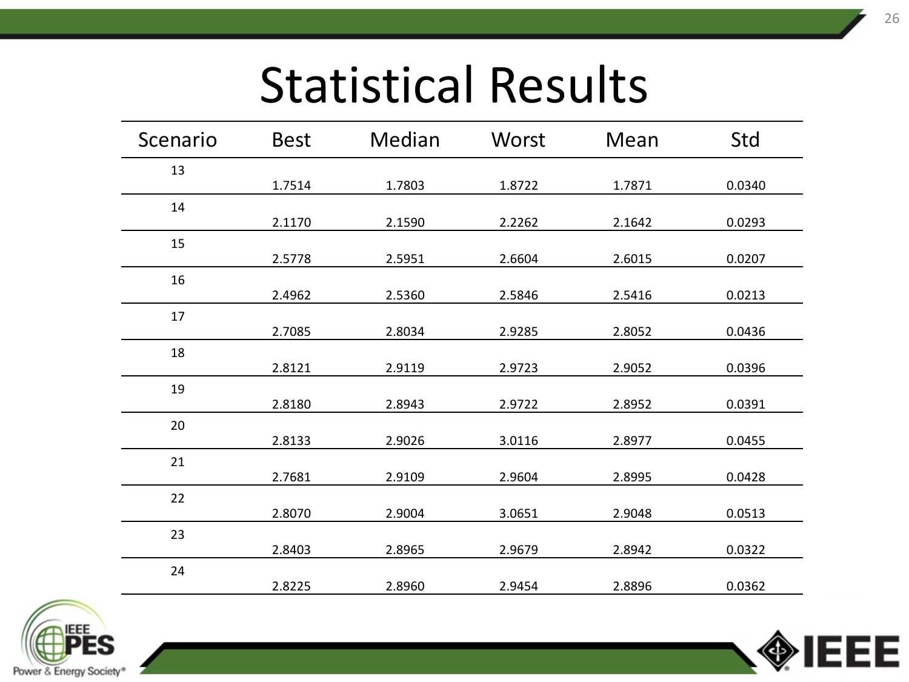# Statistical Results

| Scenario | Best | Median | Worst | Mean | Std |
|---|---|---|---|---|---|
| 13 | 1.7514 | 1.7803 | 1.8722 | 1.7871 | 0.0340 |
| 14 | 2.1170 | 2.1590 | 2.2262 | 2.1642 | 0.0293 |
| 15 | 2.5778 | 2.5951 | 2.6604 | 2.6015 | 0.0207 |
| 16 | 2.4962 | 2.5360 | 2.5846 | 2.5416 | 0.0213 |
| 17 | 2.7085 | 2.8034 | 2.9285 | 2.8052 | 0.0436 |
| 18 | 2.8121 | 2.9119 | 2.9723 | 2.9052 | 0.0396 |
| 19 | 2.8180 | 2.8943 | 2.9722 | 2.8952 | 0.0391 |
| 20 | 2.8133 | 2.9026 | 3.0116 | 2.8977 | 0.0455 |
| 21 | 2.7681 | 2.9109 | 2.9604 | 2.8995 | 0.0428 |
| 22 | 2.8070 | 2.9004 | 3.0651 | 2.9048 | 0.0513 |
| 23 | 2.8403 | 2.8965 | 2.9679 | 2.8942 | 0.0322 |
| 24 | 2.8225 | 2.8960 | 2.9454 | 2.8896 | 0.0362 |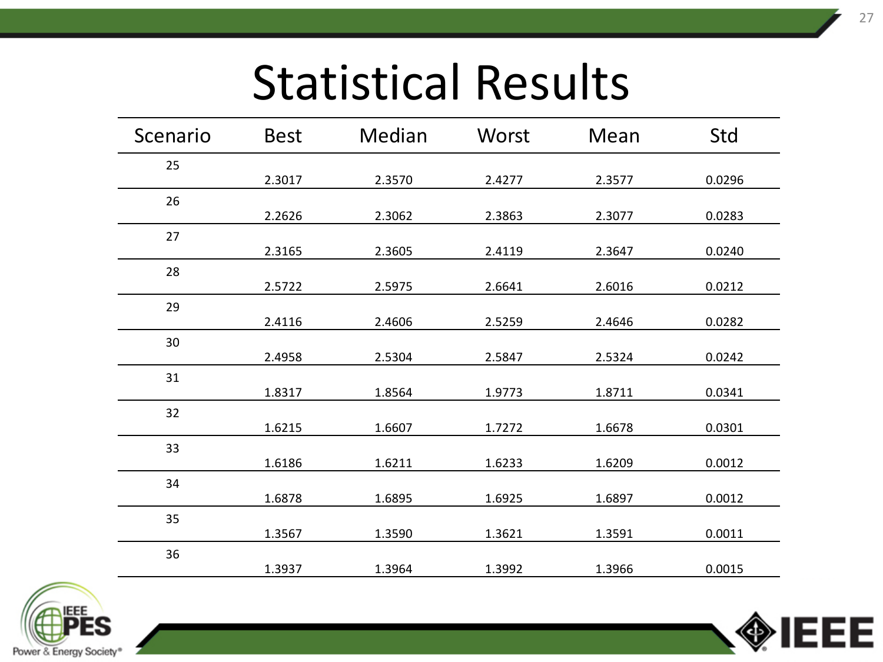# Statistical Results

| Scenario | Best | Median | Worst | Mean | Std |
|---|---|---|---|---|---|
| 25 | 2.3017 | 2.3570 | 2.4277 | 2.3577 | 0.0296 |
| 26 | 2.2626 | 2.3062 | 2.3863 | 2.3077 | 0.0283 |
| 27 | 2.3165 | 2.3605 | 2.4119 | 2.3647 | 0.0240 |
| 28 | 2.5722 | 2.5975 | 2.6641 | 2.6016 | 0.0212 |
| 29 | 2.4116 | 2.4606 | 2.5259 | 2.4646 | 0.0282 |
| 30 | 2.4958 | 2.5304 | 2.5847 | 2.5324 | 0.0242 |
| 31 | 1.8317 | 1.8564 | 1.9773 | 1.8711 | 0.0341 |
| 32 | 1.6215 | 1.6607 | 1.7272 | 1.6678 | 0.0301 |
| 33 | 1.6186 | 1.6211 | 1.6233 | 1.6209 | 0.0012 |
| 34 | 1.6878 | 1.6895 | 1.6925 | 1.6897 | 0.0012 |
| 35 | 1.3567 | 1.3590 | 1.3621 | 1.3591 | 0.0011 |
| 36 | 1.3937 | 1.3964 | 1.3992 | 1.3966 | 0.0015 |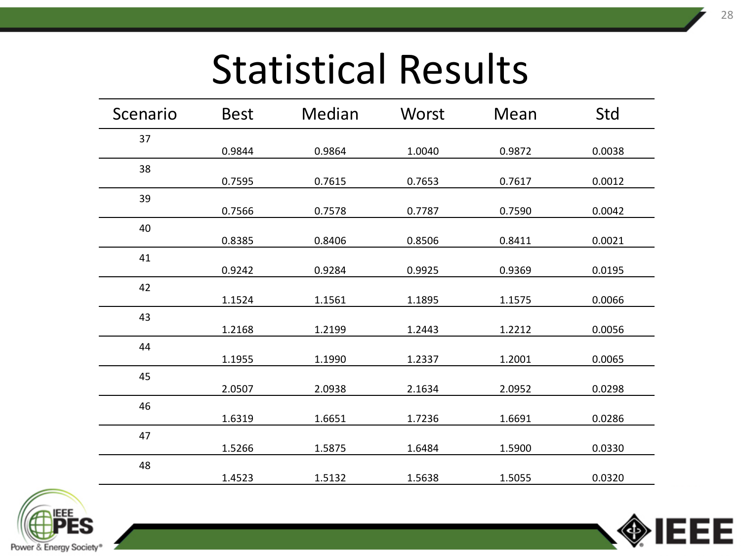# Statistical Results

| Scenario | Best | Median | Worst | Mean | Std |
|---|---|---|---|---|---|
| 37 | 0.9844 | 0.9864 | 1.0040 | 0.9872 | 0.0038 |
| 38 | 0.7595 | 0.7615 | 0.7653 | 0.7617 | 0.0012 |
| 39 | 0.7566 | 0.7578 | 0.7787 | 0.7590 | 0.0042 |
| 40 | 0.8385 | 0.8406 | 0.8506 | 0.8411 | 0.0021 |
| 41 | 0.9242 | 0.9284 | 0.9925 | 0.9369 | 0.0195 |
| 42 | 1.1524 | 1.1561 | 1.1895 | 1.1575 | 0.0066 |
| 43 | 1.2168 | 1.2199 | 1.2443 | 1.2212 | 0.0056 |
| 44 | 1.1955 | 1.1990 | 1.2337 | 1.2001 | 0.0065 |
| 45 | 2.0507 | 2.0938 | 2.1634 | 2.0952 | 0.0298 |
| 46 | 1.6319 | 1.6651 | 1.7236 | 1.6691 | 0.0286 |
| 47 | 1.5266 | 1.5875 | 1.6484 | 1.5900 | 0.0330 |
| 48 | 1.4523 | 1.5132 | 1.5638 | 1.5055 | 0.0320 |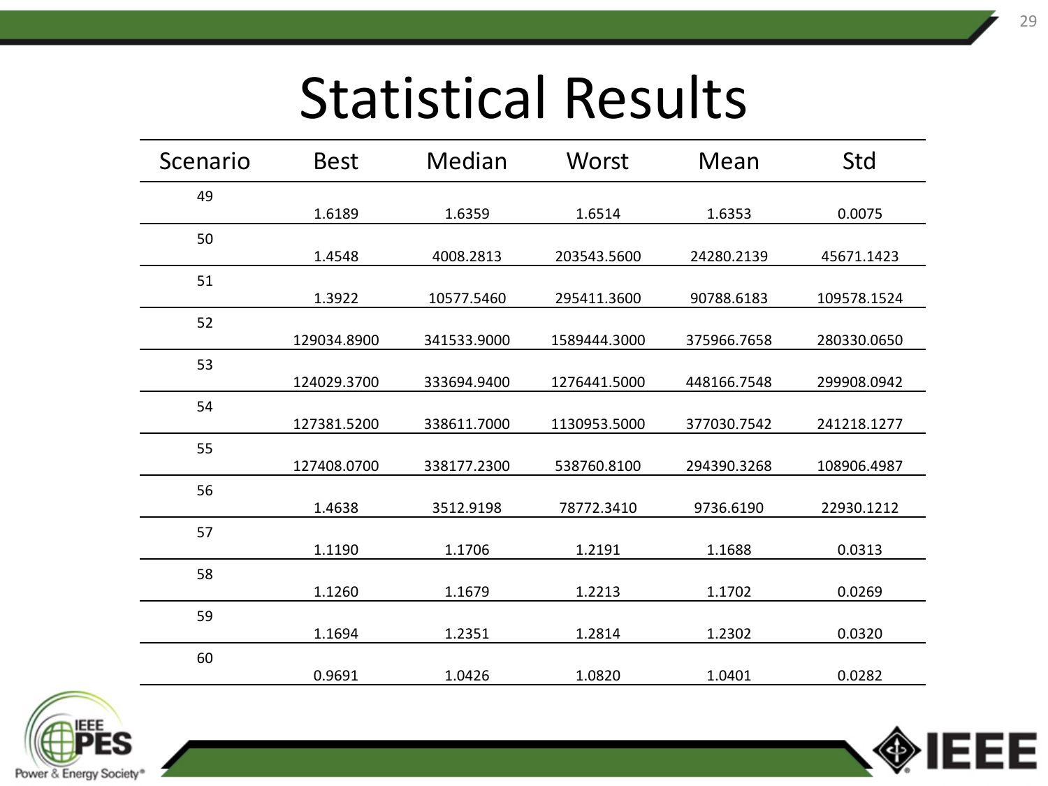# Statistical Results

| Scenario | Best | Median | Worst | Mean | Std |
|---|---|---|---|---|---|
| 49 | 1.6189 | 1.6359 | 1.6514 | 1.6353 | 0.0075 |
| 50 | 1.4548 | 4008.2813 | 203543.5600 | 24280.2139 | 45671.1423 |
| 51 | 1.3922 | 10577.5460 | 295411.3600 | 90788.6183 | 109578.1524 |
| 52 | 129034.8900 | 341533.9000 | 1589444.3000 | 375966.7658 | 280330.0650 |
| 53 | 124029.3700 | 333694.9400 | 1276441.5000 | 448166.7548 | 299908.0942 |
| 54 | 127381.5200 | 338611.7000 | 1130953.5000 | 377030.7542 | 241218.1277 |
| 55 | 127408.0700 | 338177.2300 | 538760.8100 | 294390.3268 | 108906.4987 |
| 56 | 1.4638 | 3512.9198 | 78772.3410 | 9736.6190 | 22930.1212 |
| 57 | 1.1190 | 1.1706 | 1.2191 | 1.1688 | 0.0313 |
| 58 | 1.1260 | 1.1679 | 1.2213 | 1.1702 | 0.0269 |
| 59 | 1.1694 | 1.2351 | 1.2814 | 1.2302 | 0.0320 |
| 60 | 0.9691 | 1.0426 | 1.0820 | 1.0401 | 0.0282 |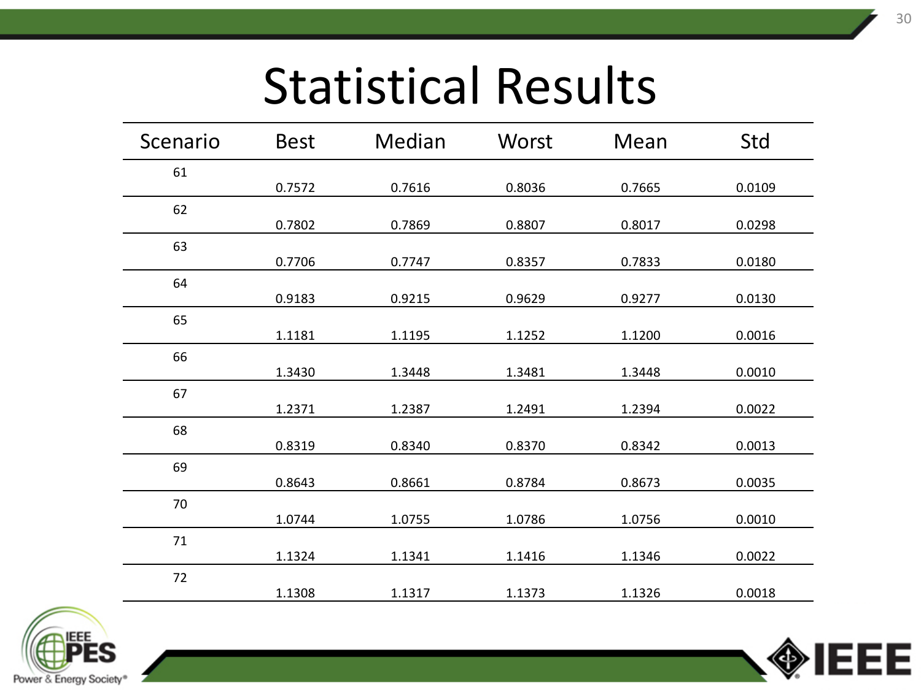# Statistical Results

| Scenario | Best | Median | Worst | Mean | Std |
|---|---|---|---|---|---|
| 61 | 0.7572 | 0.7616 | 0.8036 | 0.7665 | 0.0109 |
| 62 | 0.7802 | 0.7869 | 0.8807 | 0.8017 | 0.0298 |
| 63 | 0.7706 | 0.7747 | 0.8357 | 0.7833 | 0.0180 |
| 64 | 0.9183 | 0.9215 | 0.9629 | 0.9277 | 0.0130 |
| 65 | 1.1181 | 1.1195 | 1.1252 | 1.1200 | 0.0016 |
| 66 | 1.3430 | 1.3448 | 1.3481 | 1.3448 | 0.0010 |
| 67 | 1.2371 | 1.2387 | 1.2491 | 1.2394 | 0.0022 |
| 68 | 0.8319 | 0.8340 | 0.8370 | 0.8342 | 0.0013 |
| 69 | 0.8643 | 0.8661 | 0.8784 | 0.8673 | 0.0035 |
| 70 | 1.0744 | 1.0755 | 1.0786 | 1.0756 | 0.0010 |
| 71 | 1.1324 | 1.1341 | 1.1416 | 1.1346 | 0.0022 |
| 72 | 1.1308 | 1.1317 | 1.1373 | 1.1326 | 0.0018 |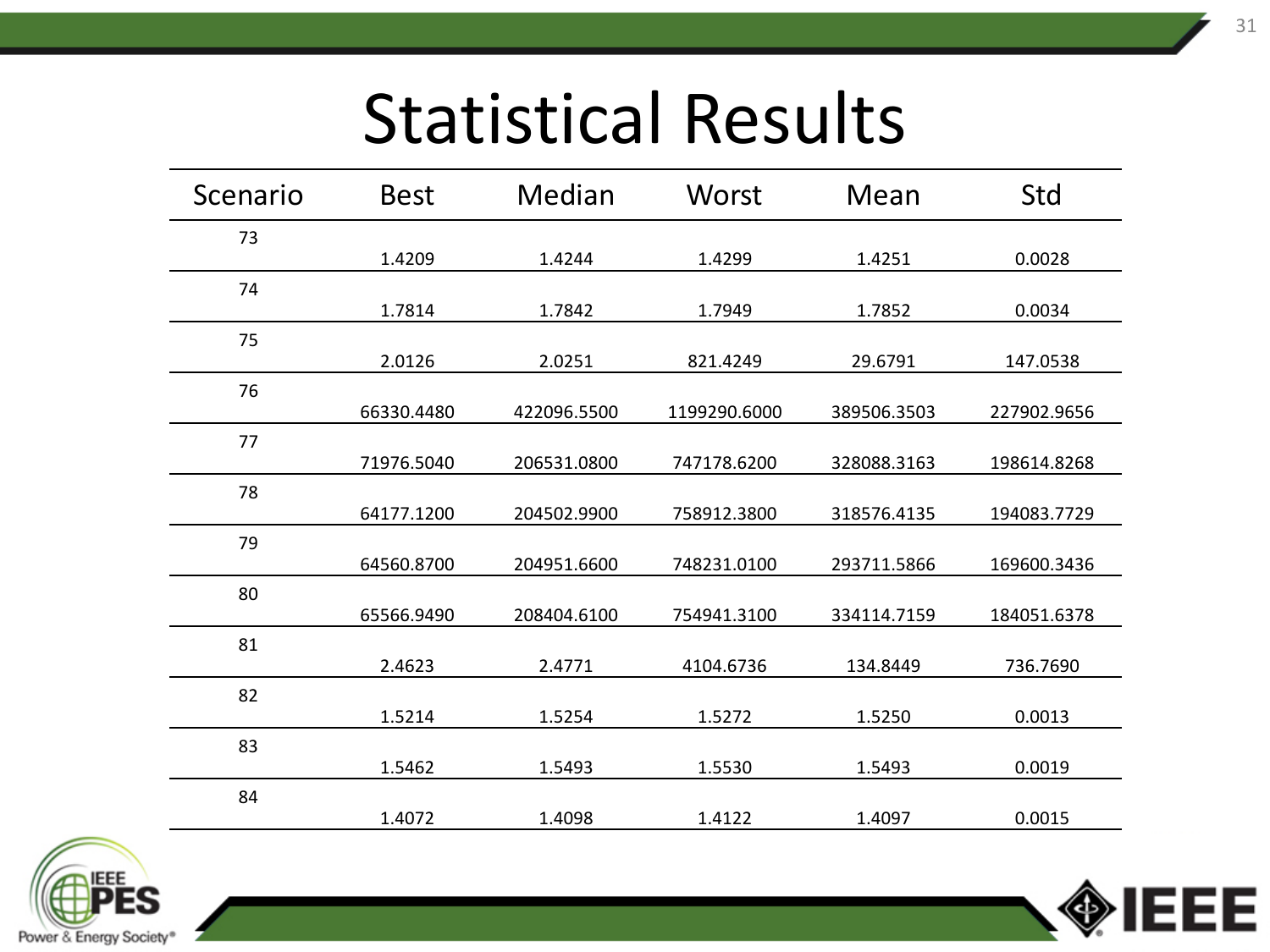# Statistical Results

| Scenario | Best | Median | Worst | Mean | Std |
|---|---|---|---|---|---|
| 73 | 1.4209 | 1.4244 | 1.4299 | 1.4251 | 0.0028 |
| 74 | 1.7814 | 1.7842 | 1.7949 | 1.7852 | 0.0034 |
| 75 | 2.0126 | 2.0251 | 821.4249 | 29.6791 | 147.0538 |
| 76 | 66330.4480 | 422096.5500 | 1199290.6000 | 389506.3503 | 227902.9656 |
| 77 | 71976.5040 | 206531.0800 | 747178.6200 | 328088.3163 | 198614.8268 |
| 78 | 64177.1200 | 204502.9900 | 758912.3800 | 318576.4135 | 194083.7729 |
| 79 | 64560.8700 | 204951.6600 | 748231.0100 | 293711.5866 | 169600.3436 |
| 80 | 65566.9490 | 208404.6100 | 754941.3100 | 334114.7159 | 184051.6378 |
| 81 | 2.4623 | 2.4771 | 4104.6736 | 134.8449 | 736.7690 |
| 82 | 1.5214 | 1.5254 | 1.5272 | 1.5250 | 0.0013 |
| 83 | 1.5462 | 1.5493 | 1.5530 | 1.5493 | 0.0019 |
| 84 | 1.4072 | 1.4098 | 1.4122 | 1.4097 | 0.0015 |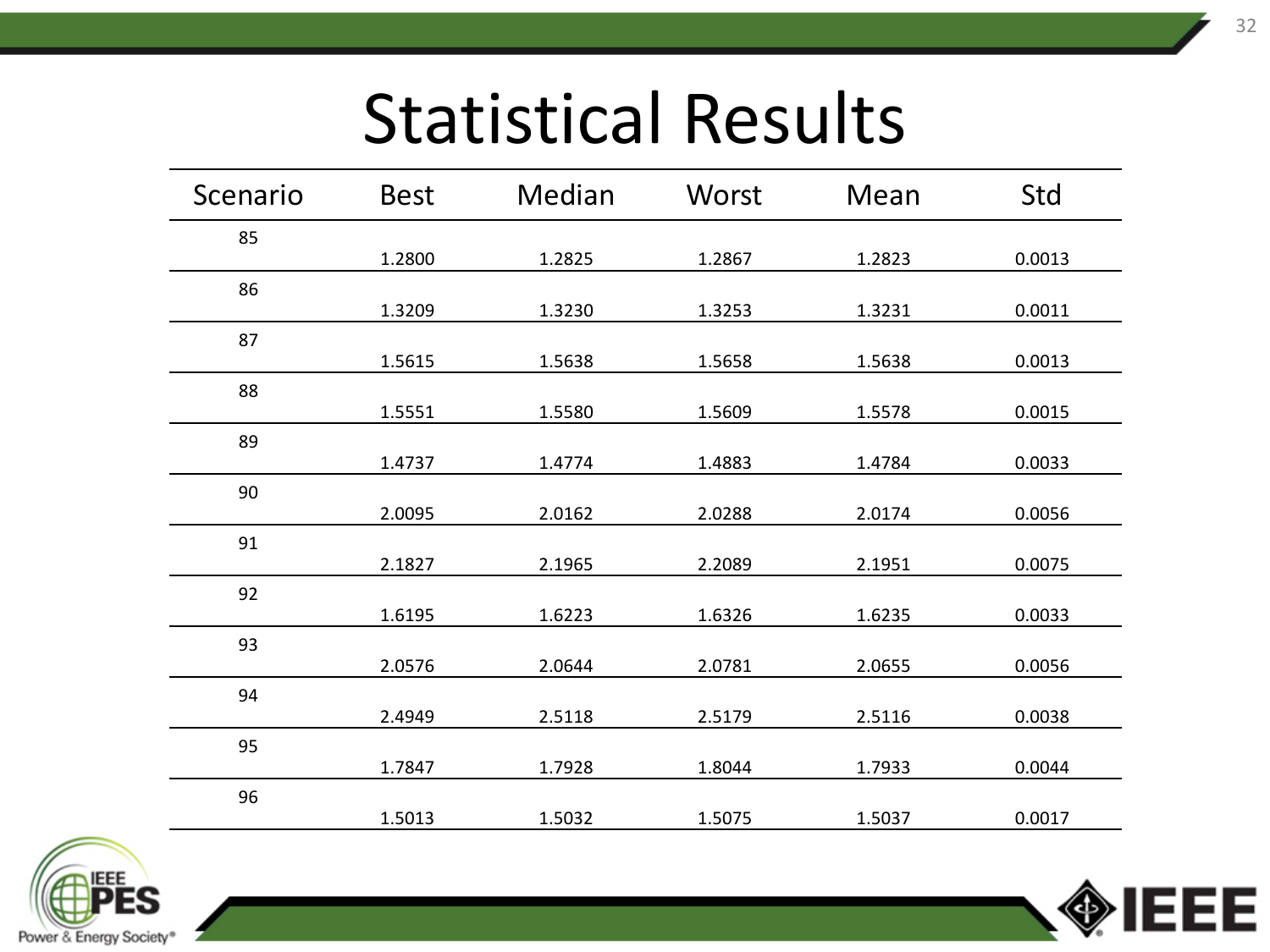# Statistical Results

| Scenario | Best | Median | Worst | Mean | Std |
|---|---|---|---|---|---|
| 85 | 1.2800 | 1.2825 | 1.2867 | 1.2823 | 0.0013 |
| 86 | 1.3209 | 1.3230 | 1.3253 | 1.3231 | 0.0011 |
| 87 | 1.5615 | 1.5638 | 1.5658 | 1.5638 | 0.0013 |
| 88 | 1.5551 | 1.5580 | 1.5609 | 1.5578 | 0.0015 |
| 89 | 1.4737 | 1.4774 | 1.4883 | 1.4784 | 0.0033 |
| 90 | 2.0095 | 2.0162 | 2.0288 | 2.0174 | 0.0056 |
| 91 | 2.1827 | 2.1965 | 2.2089 | 2.1951 | 0.0075 |
| 92 | 1.6195 | 1.6223 | 1.6326 | 1.6235 | 0.0033 |
| 93 | 2.0576 | 2.0644 | 2.0781 | 2.0655 | 0.0056 |
| 94 | 2.4949 | 2.5118 | 2.5179 | 2.5116 | 0.0038 |
| 95 | 1.7847 | 1.7928 | 1.8044 | 1.7933 | 0.0044 |
| 96 | 1.5013 | 1.5032 | 1.5075 | 1.5037 | 0.0017 |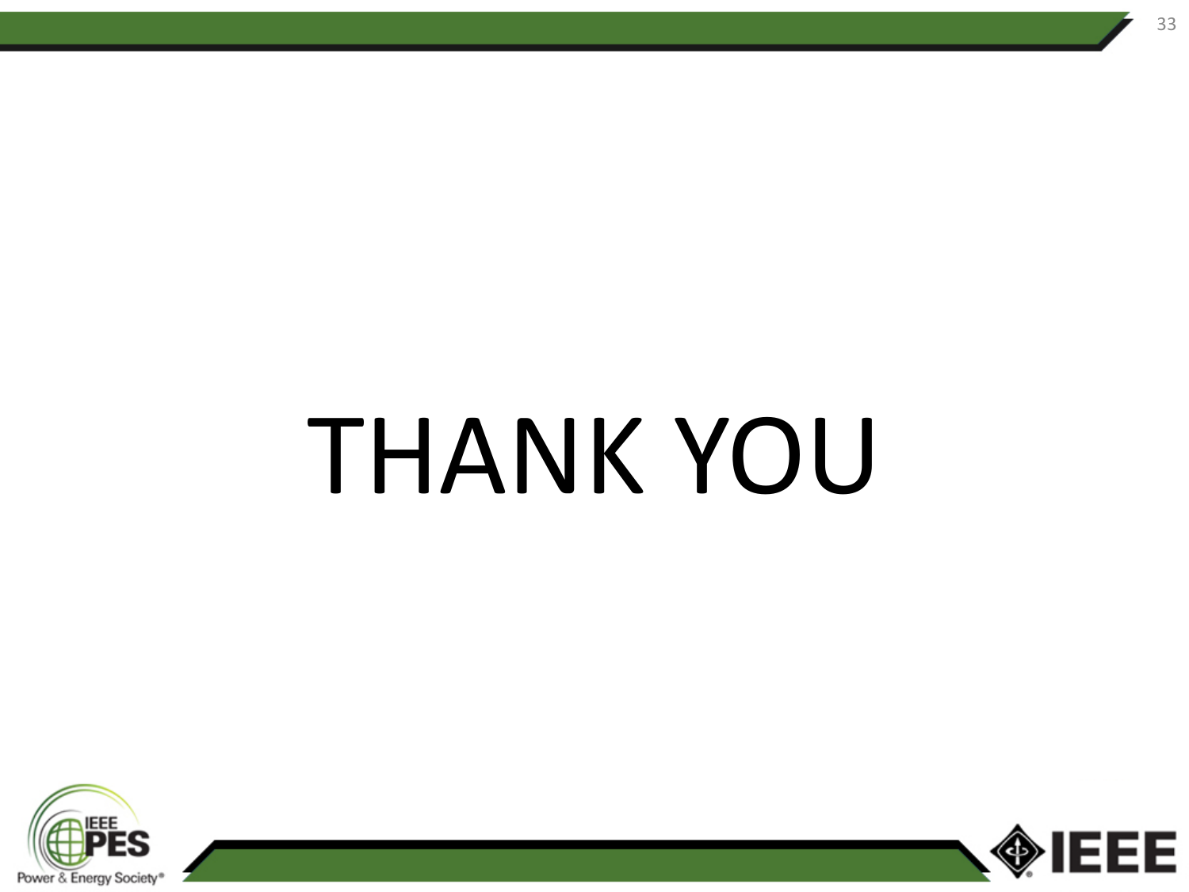# THANK YOU